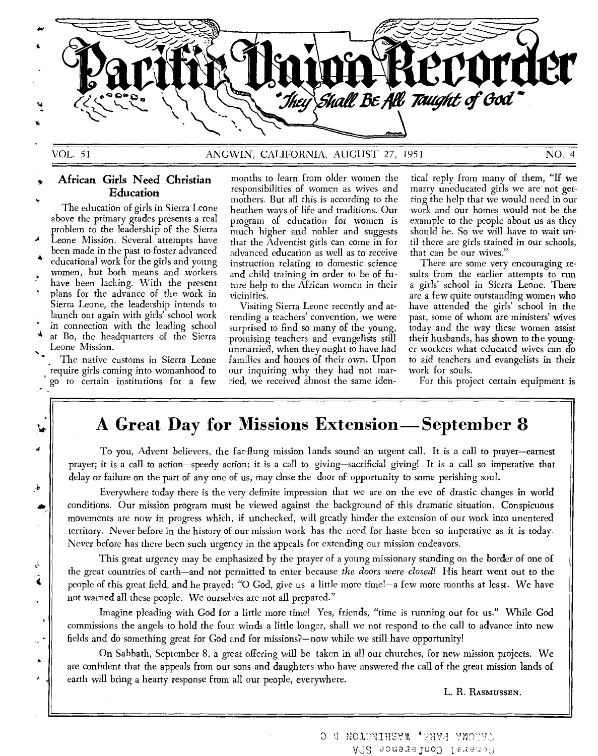# Pacific Union Recorder

*"They Shall Be All Taught of God"*

VOL. 51 ANGWIN, CALIFORNIA, AUGUST 27, 1951 NO. 4

## African Girls Need Christian Education

The education of girls in Sierra Leone above the primary grades presents a real problem to the leadership of the Sierra Leone Mission. Several attempts have been made in the past to foster advanced educational work for the girls and young women, but both means and workers have been lacking. With the present plans for the advance of the work in Sierra Leone, the leadership intends to launch out again with girls' school work in connection with the leading school at Bo, the headquarters of the Sierra Leone Mission.

The native customs in Sierra Leone require girls coming into womanhood to go to certain institutions for a few months to learn from older women the responsibilities of women as wives and mothers. But all this is according to the heathen ways of life and traditions. Our program of education for women is much higher and nobler and suggests that the Adventist girls can come in for advanced education as well as to receive instruction relating to domestic science and child training in order to be of future help to the African women in their vicinities.

Visiting Sierra Leone recently and attending a teachers' convention, we were surprised to find so many of the young, promising teachers and evangelists still unmarried, when they ought to have had families and homes of their own. Upon our inquiring why they had not married, we received almost the same identical reply from many of them, "If we marry uneducated girls we are not getting the help that we would need in our work and our homes would not be the example to the people about us as they should be. So we will have to wait until there are girls trained in our schools, that can be our wives."

There are some very encouraging results from the earlier attempts to run a girls' school in Sierra Leone. There are a few quite outstanding women who have attended the girls' school in the past, some of whom are ministers' wives today and the way these women assist their husbands, has shown to the younger workers what educated wives can do to aid teachers and evangelists in their work for souls.

For this project certain equipment is

## A Great Day for Missions Extension—September 8

To you, Advent believers, the far-flung mission lands sound an urgent call. It is a call to prayer—earnest prayer; it is a call to action—speedy action; it is a call to giving—sacrificial giving! It is a call so imperative that delay or failure on the part of any one of us, may close the door of opportunity to some perishing soul.

Everywhere today there is the very definite impression that we are on the eve of drastic changes in world conditions. Our mission program must be viewed against the background of this dramatic situation. Conspicuous movements are now in progress which, if unchecked, will greatly hinder the extension of our work into unentered territory. Never before in the history of our mission work has the need for haste been so imperative as it is today. Never before has there been such urgency in the appeals for extending our mission endeavors.

This great urgency may be emphasized by the prayer of a young missionary standing on the border of one of the great countries of earth—and not permitted to enter because *the doors were closed!* His heart went out to the people of this great field, and he prayed: "O God, give us a little more time!—a few more months at least. We have not warned all these people. We ourselves are not all prepared."

Imagine pleading with God for a little more time! Yes, friends, "time is running out for us." While God commissions the angels to hold the four winds a little longer, shall we not respond to the call to advance into new fields and do something great for God and for missions?—now while we still have opportunity!

On Sabbath, September 8, a great offering will be taken in all our churches, for new mission projects. We are confident that the appeals from our sons and daughters who have answered the call of the great mission lands of earth will bring a hearty response from all our people, everywhere.

L. R. RASMUSSEN.

General Conference SDA
TAKOMA PARK, WASHINGTON D C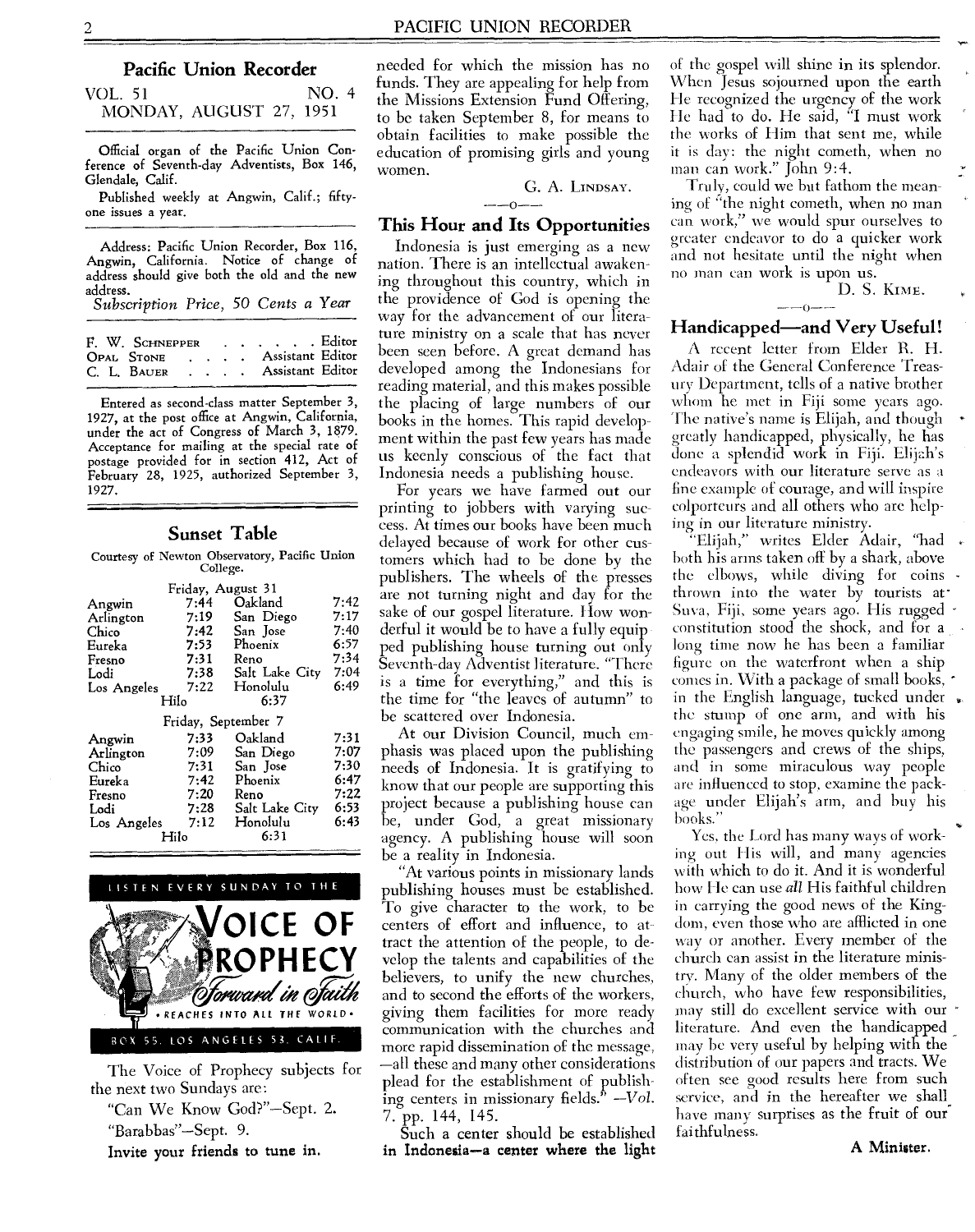## Pacific Union Recorder

VOL. 51 NO. 4
MONDAY, AUGUST 27, 1951

Official organ of the Pacific Union Conference of Seventh-day Adventists, Box 146, Glendale, Calif.

Published weekly at Angwin, Calif.; fifty-one issues a year.

Address: Pacific Union Recorder, Box 116, Angwin, California. Notice of change of address should give both the old and the new address.

*Subscription Price, 50 Cents a Year*

F. W. SCHNEPPER . . . . . . Editor
OPAL STONE . . . . Assistant Editor
C. L. BAUER . . . . Assistant Editor

Entered as second-class matter September 3, 1927, at the post office at Angwin, California, under the act of Congress of March 3, 1879. Acceptance for mailing at the special rate of postage provided for in section 412, Act of February 28, 1925, authorized September 3, 1927.

### Sunset Table

Courtesy of Newton Observatory, Pacific Union College.

Friday, August 31

| | | | |
|---|---|---|---|
| Angwin | 7:44 | Oakland | 7:42 |
| Arlington | 7:19 | San Diego | 7:17 |
| Chico | 7:42 | San Jose | 7:40 |
| Eureka | 7:53 | Phoenix | 6:57 |
| Fresno | 7:31 | Reno | 7:34 |
| Lodi | 7:38 | Salt Lake City | 7:04 |
| Los Angeles | 7:22 | Honolulu | 6:49 |
| Hilo | 6:37 | | |

Friday, September 7

| | | | |
|---|---|---|---|
| Angwin | 7:33 | Oakland | 7:31 |
| Arlington | 7:09 | San Diego | 7:07 |
| Chico | 7:31 | San Jose | 7:30 |
| Eureka | 7:42 | Phoenix | 6:47 |
| Fresno | 7:20 | Reno | 7:22 |
| Lodi | 7:28 | Salt Lake City | 6:53 |
| Los Angeles | 7:12 | Honolulu | 6:43 |
| Hilo | 6:31 | | |

LISTEN EVERY SUNDAY TO THE

**VOICE OF PROPHECY**

*Forward in Faith*

• REACHES INTO ALL THE WORLD •

BOX 55, LOS ANGELES 53, CALIF.

The Voice of Prophecy subjects for the next two Sundays are:

"Can We Know God?"—Sept. 2.

"Barabbas"—Sept. 9.

**Invite your friends to tune in.**

needed for which the mission has no funds. They are appealing for help from the Missions Extension Fund Offering, to be taken September 8, for means to obtain facilities to make possible the education of promising girls and young women.

G. A. LINDSAY.

### This Hour and Its Opportunities

Indonesia is just emerging as a new nation. There is an intellectual awakening throughout this country, which in the providence of God is opening the way for the advancement of our literature ministry on a scale that has never been seen before. A great demand has developed among the Indonesians for reading material, and this makes possible the placing of large numbers of our books in the homes. This rapid development within the past few years has made us keenly conscious of the fact that Indonesia needs a publishing house.

For years we have farmed out our printing to jobbers with varying success. At times our books have been much delayed because of work for other customers which had to be done by the publishers. The wheels of the presses are not turning night and day for the sake of our gospel literature. How wonderful it would be to have a fully equipped publishing house turning out only Seventh-day Adventist literature. "There is a time for everything," and this is the time for "the leaves of autumn" to be scattered over Indonesia.

At our Division Council, much emphasis was placed upon the publishing needs of Indonesia. It is gratifying to know that our people are supporting this project because a publishing house can be, under God, a great missionary agency. A publishing house will soon be a reality in Indonesia.

"At various points in missionary lands publishing houses must be established. To give character to the work, to be centers of effort and influence, to attract the attention of the people, to develop the talents and capabilities of the believers, to unify the new churches, and to second the efforts of the workers, giving them facilities for more ready communication with the churches and more rapid dissemination of the message,—all these and many other considerations plead for the establishment of publishing centers in missionary fields." —*Vol. 7*, pp. 144, 145.

Such a center should be established **in Indonesia—a center where the light** of the gospel will shine in its splendor. When Jesus sojourned upon the earth He recognized the urgency of the work He had to do. He said, "I must work the works of Him that sent me, while it is day: the night cometh, when no man can work." John 9:4.

Truly, could we but fathom the meaning of "the night cometh, when no man can work," we would spur ourselves to greater endeavor to do a quicker work and not hesitate until the night when no man can work is upon us.

D. S. KIME.

### Handicapped—and Very Useful!

A recent letter from Elder R. H. Adair of the General Conference Treasury Department, tells of a native brother whom he met in Fiji some years ago. The native's name is Elijah, and though greatly handicapped, physically, he has done a splendid work in Fiji. Elijah's endeavors with our literature serve as a fine example of courage, and will inspire colporteurs and all others who are helping in our literature ministry.

"Elijah," writes Elder Adair, "had both his arms taken off by a shark, above the elbows, while diving for coins thrown into the water by tourists at Suva, Fiji, some years ago. His rugged constitution stood the shock, and for a long time now he has been a familiar figure on the waterfront when a ship comes in. With a package of small books, in the English language, tucked under the stump of one arm, and with his engaging smile, he moves quickly among the passengers and crews of the ships, and in some miraculous way people are influenced to stop, examine the package under Elijah's arm, and buy his books."

Yes, the Lord has many ways of working out His will, and many agencies with which to do it. And it is wonderful how He can use *all* His faithful children in carrying the good news of the Kingdom, even those who are afflicted in one way or another. Every member of the church can assist in the literature ministry. Many of the older members of the church, who have few responsibilities, may still do excellent service with our literature. And even the handicapped may be very useful by helping with the distribution of our papers and tracts. We often see good results here from such service, and in the hereafter we shall have many surprises as the fruit of our faithfulness.

**A Minister.**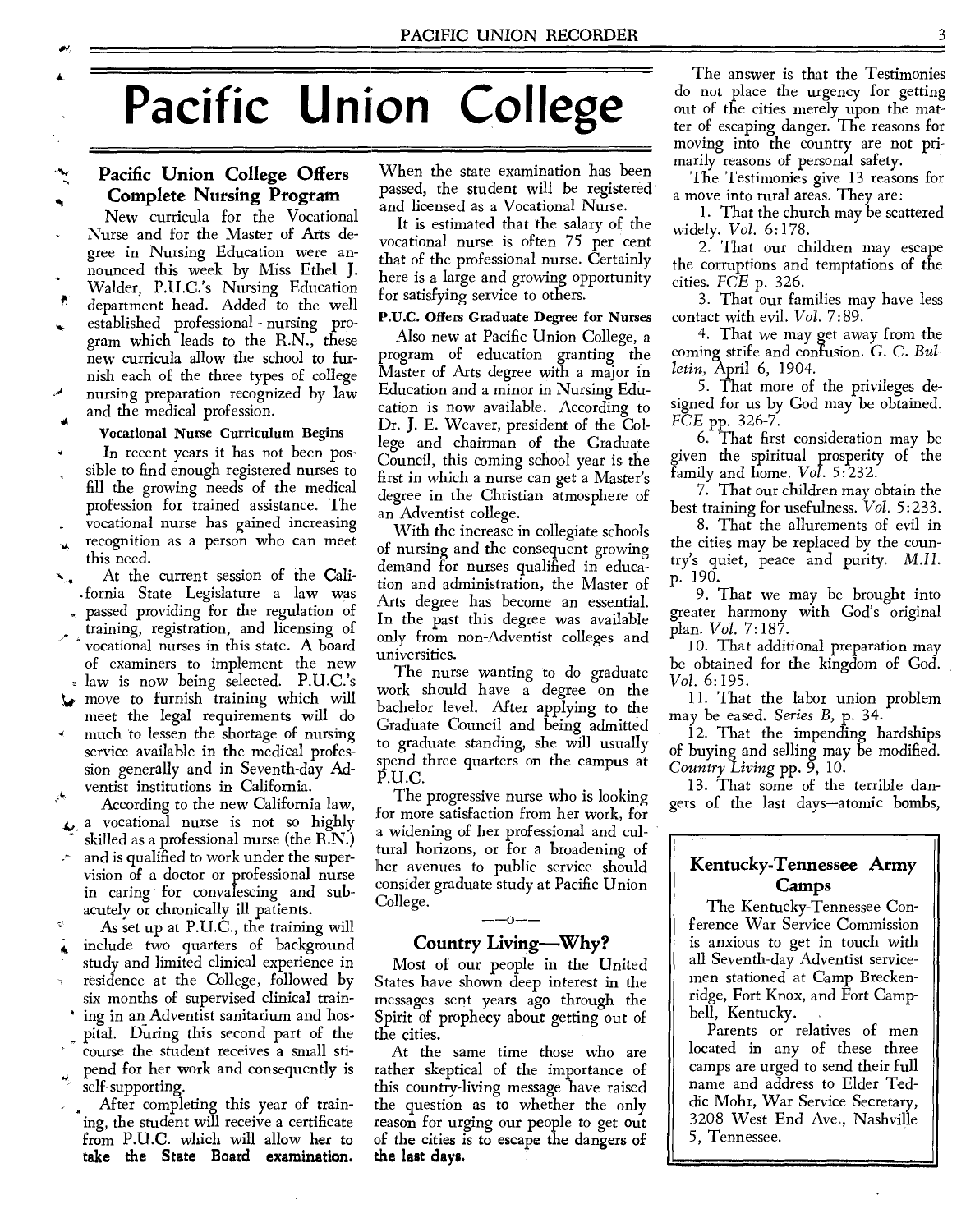# Pacific Union College

## Pacific Union College Offers Complete Nursing Program

New curricula for the Vocational Nurse and for the Master of Arts degree in Nursing Education were announced this week by Miss Ethel J. Walder, P.U.C.'s Nursing Education department head. Added to the well established professional-nursing program which leads to the R.N., these new curricula allow the school to furnish each of the three types of college nursing preparation recognized by law and the medical profession.

### Vocational Nurse Curriculum Begins

In recent years it has not been possible to find enough registered nurses to fill the growing needs of the medical profession for trained assistance. The vocational nurse has gained increasing recognition as a person who can meet this need.

At the current session of the California State Legislature a law was passed providing for the regulation of training, registration, and licensing of vocational nurses in this state. A board of examiners to implement the new law is now being selected. P.U.C.'s move to furnish training which will meet the legal requirements will do much to lessen the shortage of nursing service available in the medical profession generally and in Seventh-day Adventist institutions in California.

According to the new California law, a vocational nurse is not so highly skilled as a professional nurse (the R.N.) and is qualified to work under the supervision of a doctor or professional nurse in caring for convalescing and subacutely or chronically ill patients.

As set up at P.U.C., the training will include two quarters of background study and limited clinical experience in residence at the College, followed by six months of supervised clinical training in an Adventist sanitarium and hospital. During this second part of the course the student receives a small stipend for her work and consequently is self-supporting.

After completing this year of training, the student will receive a certificate from P.U.C. which will allow her to **take the State Board examination.** When the state examination has been passed, the student will be registered and licensed as a Vocational Nurse.

It is estimated that the salary of the vocational nurse is often 75 per cent that of the professional nurse. Certainly here is a large and growing opportunity for satisfying service to others.

### P.U.C. Offers Graduate Degree for Nurses

Also new at Pacific Union College, a program of education granting the Master of Arts degree with a major in Education and a minor in Nursing Education is now available. According to Dr. J. E. Weaver, president of the College and chairman of the Graduate Council, this coming school year is the first in which a nurse can get a Master's degree in the Christian atmosphere of an Adventist college.

With the increase in collegiate schools of nursing and the consequent growing demand for nurses qualified in education and administration, the Master of Arts degree has become an essential. In the past this degree was available only from non-Adventist colleges and universities.

The nurse wanting to do graduate work should have a degree on the bachelor level. After applying to the Graduate Council and being admitted to graduate standing, she will usually spend three quarters on the campus at P.U.C.

The progressive nurse who is looking for more satisfaction from her work, for a widening of her professional and cultural horizons, or for a broadening of her avenues to public service should consider graduate study at Pacific Union College.

—o—

## Country Living—Why?

Most of our people in the United States have shown deep interest in the messages sent years ago through the Spirit of prophecy about getting out of the cities.

At the same time those who are rather skeptical of the importance of this country-living message have raised the question as to whether the only reason for urging our people to get out of the cities is to escape the dangers of **the last days.**

The answer is that the Testimonies do not place the urgency for getting out of the cities merely upon the matter of escaping danger. The reasons for moving into the country are not primarily reasons of personal safety.

The Testimonies give 13 reasons for a move into rural areas. They are:

1. That the church may be scattered widely. *Vol.* 6:178.
2. That our children may escape the corruptions and temptations of the cities. *FCE* p. 326.
3. That our families may have less contact with evil. *Vol.* 7:89.
4. That we may get away from the coming strife and confusion. *G. C. Bulletin,* April 6, 1904.
5. That more of the privileges designed for us by God may be obtained. *FCE* pp. 326-7.
6. That first consideration may be given the spiritual prosperity of the family and home. *Vol.* 5:232.
7. That our children may obtain the best training for usefulness. *Vol.* 5:233.
8. That the allurements of evil in the cities may be replaced by the country's quiet, peace and purity. *M.H.* p. 190.
9. That we may be brought into greater harmony with God's original plan. *Vol.* 7:187.
10. That additional preparation may be obtained for the kingdom of God. *Vol.* 6:195.
11. That the labor union problem may be eased. *Series B,* p. 34.
12. That the impending hardships of buying and selling may be modified. *Country Living* pp. 9, 10.
13. That some of the terrible dangers of the last days—atomic **bombs,**

## Kentucky-Tennessee Army Camps

The Kentucky-Tennessee Conference War Service Commission is anxious to get in touch with all Seventh-day Adventist servicemen stationed at Camp Breckenridge, Fort Knox, and Fort Campbell, Kentucky.

Parents or relatives of men located in any of these three camps are urged to send their full name and address to Elder Teddic Mohr, War Service Secretary, 3208 West End Ave., Nashville 5, Tennessee.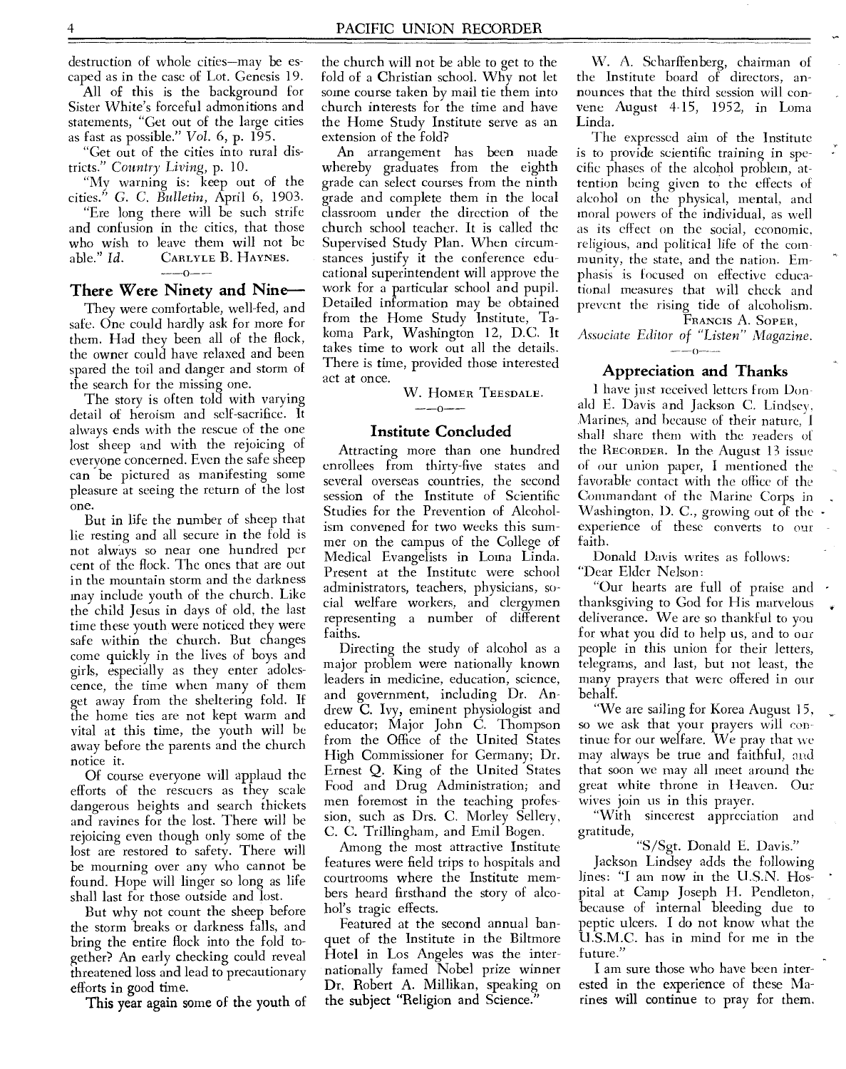destruction of whole cities—may be escaped as in the case of Lot. Genesis 19.

All of this is the background for Sister White's forceful admonitions and statements, "Get out of the large cities as fast as possible." *Vol.* 6, p. 195.

"Get out of the cities into rural districts." *Country Living*, p. 10.

"My warning is: keep out of the cities." *G. C. Bulletin*, April 6, 1903.

"Ere long there will be such strife and confusion in the cities, that those who wish to leave them will not be able." *Id.* CARLYLE B. HAYNES.

## There Were Ninety and Nine—

They were comfortable, well-fed, and safe. One could hardly ask for more for them. Had they been all of the flock, the owner could have relaxed and been spared the toil and danger and storm of the search for the missing one.

The story is often told with varying detail of heroism and self-sacrifice. It always ends with the rescue of the one lost sheep and with the rejoicing of everyone concerned. Even the safe sheep can be pictured as manifesting some pleasure at seeing the return of the lost one.

But in life the number of sheep that lie resting and all secure in the fold is not always so near one hundred per cent of the flock. The ones that are out in the mountain storm and the darkness may include youth of the church. Like the child Jesus in days of old, the last time these youth were noticed they were safe within the church. But changes come quickly in the lives of boys and girls, especially as they enter adolescence, the time when many of them get away from the sheltering fold. If the home ties are not kept warm and vital at this time, the youth will be away before the parents and the church notice it.

Of course everyone will applaud the efforts of the rescuers as they scale dangerous heights and search thickets and ravines for the lost. There will be rejoicing even though only some of the lost are restored to safety. There will be mourning over any who cannot be found. Hope will linger so long as life shall last for those outside and lost.

But why not count the sheep before the storm breaks or darkness falls, and bring the entire flock into the fold together? An early checking could reveal threatened loss and lead to precautionary efforts in good time.

This year again some of the youth of the church will not be able to get to the fold of a Christian school. Why not let some course taken by mail tie them into church interests for the time and have the Home Study Institute serve as an extension of the fold?

An arrangement has been made whereby graduates from the eighth grade can select courses from the ninth grade and complete them in the local classroom under the direction of the church school teacher. It is called the Supervised Study Plan. When circumstances justify it the conference educational superintendent will approve the work for a particular school and pupil. Detailed information may be obtained from the Home Study Institute, Takoma Park, Washington 12, D.C. It takes time to work out all the details. There is time, provided those interested act at once.

W. HOMER TEESDALE.

## Institute Concluded

Attracting more than one hundred enrollees from thirty-five states and several overseas countries, the second session of the Institute of Scientific Studies for the Prevention of Alcoholism convened for two weeks this summer on the campus of the College of Medical Evangelists in Loma Linda. Present at the Institute were school administrators, teachers, physicians, social welfare workers, and clergymen representing a number of different faiths.

Directing the study of alcohol as a major problem were nationally known leaders in medicine, education, science, and government, including Dr. Andrew C. Ivy, eminent physiologist and educator; Major John C. Thompson from the Office of the United States High Commissioner for Germany; Dr. Ernest Q. King of the United States Food and Drug Administration; and men foremost in the teaching profession, such as Drs. C. Morley Sellery, C. C. Trillingham, and Emil Bogen.

Among the most attractive Institute features were field trips to hospitals and courtrooms where the Institute members heard firsthand the story of alcohol's tragic effects.

Featured at the second annual banquet of the Institute in the Biltmore Hotel in Los Angeles was the internationally famed Nobel prize winner Dr. Robert A. Millikan, speaking on the subject "Religion and Science."

W. A. Scharffenberg, chairman of the Institute board of directors, announces that the third session will convene August 4-15, 1952, in Loma Linda.

The expressed aim of the Institute is to provide scientific training in specific phases of the alcohol problem, attention being given to the effects of alcohol on the physical, mental, and moral powers of the individual, as well as its effect on the social, economic, religious, and political life of the community, the state, and the nation. Emphasis is focused on effective educational measures that will check and prevent the rising tide of alcoholism.

FRANCIS A. SOPER,
*Associate Editor of "Listen" Magazine.*

## Appreciation and Thanks

I have just received letters from Donald E. Davis and Jackson C. Lindsey, Marines, and because of their nature, I shall share them with the readers of the RECORDER. In the August 13 issue of our union paper, I mentioned the favorable contact with the office of the Commandant of the Marine Corps in Washington, D. C., growing out of the experience of these converts to our faith.

Donald Davis writes as follows:

"Dear Elder Nelson:

"Our hearts are full of praise and thanksgiving to God for His marvelous deliverance. We are so thankful to you for what you did to help us, and to our people in this union for their letters, telegrams, and last, but not least, the many prayers that were offered in our behalf.

"We are sailing for Korea August 15, so we ask that your prayers will continue for our welfare. We pray that we may always be true and faithful, and that soon we may all meet around the great white throne in Heaven. Our wives join us in this prayer.

"With sincerest appreciation and gratitude,

"S/Sgt. Donald E. Davis."

Jackson Lindsey adds the following lines: "I am now in the U.S.N. Hospital at Camp Joseph H. Pendleton, because of internal bleeding due to peptic ulcers. I do not know what the U.S.M.C. has in mind for me in the future."

I am sure those who have been interested in the experience of these Marines will continue to pray for them.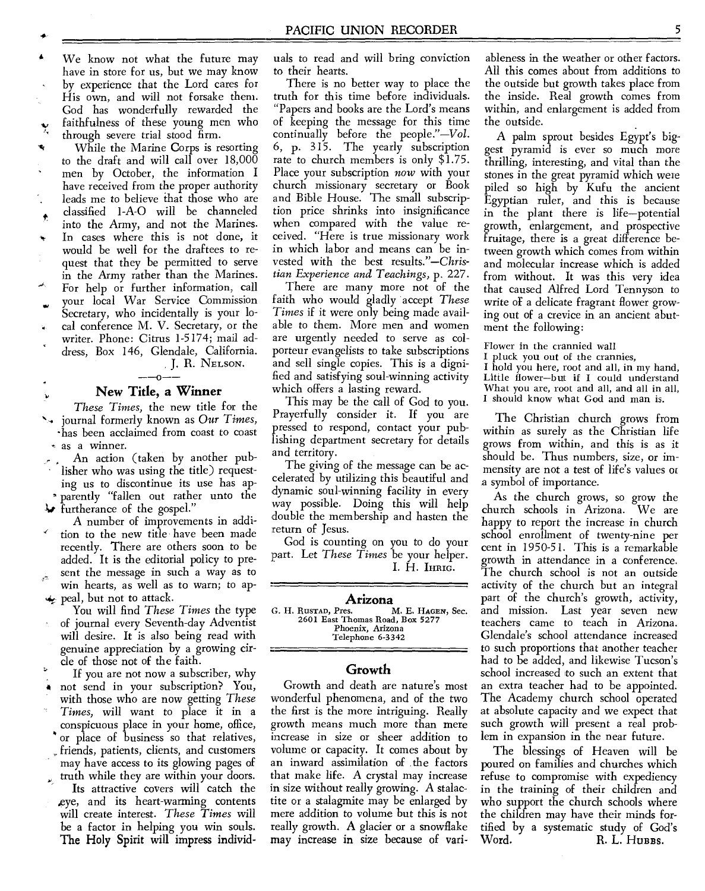We know not what the future may have in store for us, but we may know by experience that the Lord cares for His own, and will not forsake them. God has wonderfully rewarded the faithfulness of these young men who through severe trial stood firm.

While the Marine Corps is resorting to the draft and will call over 18,000 men by October, the information I have received from the proper authority leads me to believe that those who are classified 1-A-O will be channeled into the Army, and not the Marines. In cases where this is not done, it would be well for the draftees to request that they be permitted to serve in the Army rather than the Marines. For help or further information, call your local War Service Commission Secretary, who incidentally is your local conference M. V. Secretary, or the writer. Phone: Citrus 1-5174; mail address, Box 146, Glendale, California.

J. R. Nelson.

—o—

## New Title, a Winner

*These Times*, the new title for the journal formerly known as *Our Times*, has been acclaimed from coast to coast as a winner.

An action (taken by another publisher who was using the title) requesting us to discontinue its use has apparently "fallen out rather unto the furtherance of the gospel."

A number of improvements in addition to the new title have been made recently. There are others soon to be added. It is the editorial policy to present the message in such a way as to win hearts, as well as to warn; to appeal, but not to attack.

You will find *These Times* the type of journal every Seventh-day Adventist will desire. It is also being read with genuine appreciation by a growing circle of those not of the faith.

If you are not now a subscriber, why not send in your subscription? You, with those who are now getting *These Times*, will want to place it in a conspicuous place in your home, office, or place of business so that relatives, friends, patients, clients, and customers may have access to its glowing pages of truth while they are within your doors.

Its attractive covers will catch the eye, and its heart-warming contents will create interest. *These Times* will be a factor in helping you win souls. The Holy Spirit will impress individuals to read and will bring conviction to their hearts.

There is no better way to place the truth for this time before individuals. "Papers and books are the Lord's means of keeping the message for this time continually before the people."—*Vol. 6*, p. 315. The yearly subscription rate to church members is only $1.75. Place your subscription *now* with your church missionary secretary or Book and Bible House. The small subscription price shrinks into insignificance when compared with the value received. "Here is true missionary work in which labor and means can be invested with the best results."—*Christian Experience and Teachings*, p. 227.

There are many more not of the faith who would gladly accept *These Times* if it were only being made available to them. More men and women are urgently needed to serve as colporteur evangelists to take subscriptions and sell single copies. This is a dignified and satisfying soul-winning activity which offers a lasting reward.

This may be the call of God to you. Prayerfully consider it. If you are pressed to respond, contact your publishing department secretary for details and territory.

The giving of the message can be accelerated by utilizing this beautiful and dynamic soul-winning facility in every way possible. Doing this will help double the membership and hasten the return of Jesus.

God is counting on you to do your part. Let *These Times* be your helper.

I. H. Ihrig.

# Arizona

G. H. Rustad, Pres. M. E. Hagen, Sec.
2601 East Thomas Road, Box 5277
Phoenix, Arizona
Telephone 6-3342

## Growth

Growth and death are nature's most wonderful phenomena, and of the two the first is the more intriguing. Really growth means much more than mere increase in size or sheer addition to volume or capacity. It comes about by an inward assimilation of the factors that make life. A crystal may increase in size without really growing. A stalactite or a stalagmite may be enlarged by mere addition to volume but this is not really growth. A glacier or a snowflake may increase in size because of variableness in the weather or other factors. All this comes about from additions to the outside but growth takes place from the inside. Real growth comes from within, and enlargement is added from the outside.

A palm sprout besides Egypt's biggest pyramid is ever so much more thrilling, interesting, and vital than the stones in the great pyramid which were piled so high by Kufu the ancient Egyptian ruler, and this is because in the plant there is life—potential growth, enlargement, and prospective fruitage, there is a great difference between growth which comes from within and molecular increase which is added from without. It was this very idea that caused Alfred Lord Tennyson to write of a delicate fragrant flower growing out of a crevice in an ancient abutment the following:

> Flower in the crannied wall
> I pluck you out of the crannies,
> I hold you here, root and all, in my hand,
> Little flower—but if I could understand
> What you are, root and all, and all in all,
> I should know what God and man is.

The Christian church grows from within as surely as the Christian life grows from within, and this is as it should be. Thus numbers, size, or immensity are not a test of life's values or a symbol of importance.

As the church grows, so grow the church schools in Arizona. We are happy to report the increase in church school enrollment of twenty-nine per cent in 1950-51. This is a remarkable growth in attendance in a conference. The church school is not an outside activity of the church but an integral part of the church's growth, activity, and mission. Last year seven new teachers came to teach in Arizona. Glendale's school attendance increased to such proportions that another teacher had to be added, and likewise Tucson's school increased to such an extent that an extra teacher had to be appointed. The Academy church school operated at absolute capacity and we expect that such growth will present a real problem in expansion in the near future.

The blessings of Heaven will be poured on families and churches which refuse to compromise with expediency in the training of their children and who support the church schools where the children may have their minds fortified by a systematic study of God's Word.

R. L. Hubbs.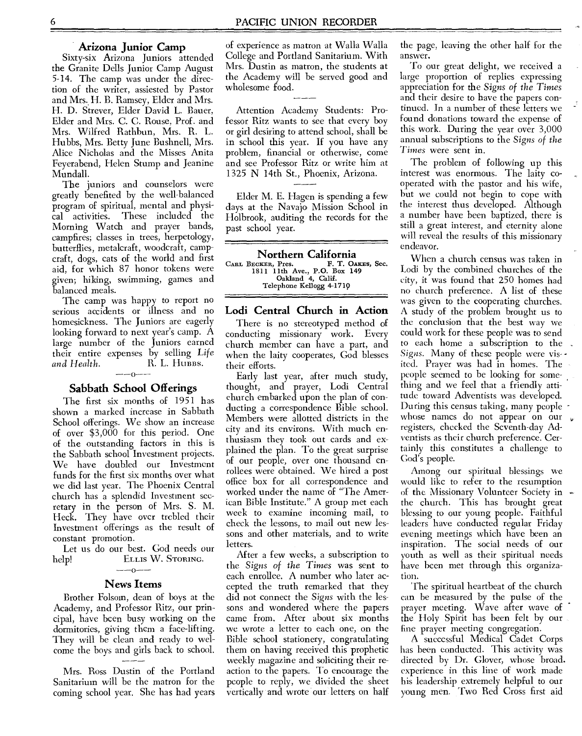## Arizona Junior Camp

Sixty-six Arizona Juniors attended the Granite Dells Junior Camp August 5-14. The camp was under the direction of the writer, assiested by Pastor and Mrs. H. B. Ramsey, Elder and Mrs. H. D. Strever, Elder David L. Bauer, Elder and Mrs. C. C. Rouse, Prof. and Mrs. Wilfred Rathbun, Mrs. R. L. Hubbs, Mrs. Betty June Bushnell, Mrs. Alice Nicholas and the Misses Anita Feyerabend, Helen Stump and Jeanine Mundall.

The juniors and counselors were greatly benefited by the well-balanced program of spiritual, mental and physical activities. These included the Morning Watch and prayer bands, campfires; classes in trees, herpetology, butterflies, metalcraft, woodcraft, campcraft, dogs, cats of the world and first aid, for which 87 honor tokens were given; hiking, swimming, games and balanced meals.

The camp was happy to report no serious accidents or illness and no homesickness. The Juniors are eagerly looking forward to next year's camp. A large number of the Juniors earned their entire expenses by selling *Life and Health*.

R. L. HUBBS.

—o—

## Sabbath School Offerings

The first six months of 1951 has shown a marked increase in Sabbath School offerings. We show an increase of over $3,000 for this period. One of the outstanding factors in this is the Sabbath school Investment projects. We have doubled our Investment funds for the first six months over what we did last year. The Phoenix Central church has a splendid Investment secretary in the person of Mrs. S. M. Heck. They have over trebled their Investment offerings as the result of constant promotion.

Let us do our best. God needs our help!

ELLIS W. STORING.

—o—

### News Items

Brother Folsom, dean of boys at the Academy, and Professor Ritz, our principal, have been busy working on the dormitories, giving them a face-lifting. They will be clean and ready to welcome the boys and girls back to school.

Mrs. Ross Dustin of the Portland Sanitarium will be the matron for the coming school year. She has had years of experience as matron at Walla Walla College and Portland Sanitarium. With Mrs. Dustin as matron, the students at the Academy will be served good and wholesome food.

Attention Academy Students: Professor Ritz wants to see that every boy or girl desiring to attend school, shall be in school this year. If you have any problem, financial or otherwise, come and see Professor Ritz or write him at 1325 N 14th St., Phoenix, Arizona.

Elder M. E. Hagen is spending a few days at the Navajo Mission School in Holbrook, auditing the records for the past school year.

# Northern California

CARL BECKER, Pres. F. T. OAKES, Sec.
1811 11th Ave., P.O. Box 149
Oakland 4, Calif.
Telephone Kellogg 4-1710

## Lodi Central Church in Action

There is no stereotyped method of conducting missionary work. Every church member can have a part, and when the laity cooperates, God blesses their efforts.

Early last year, after much study, thought, and prayer, Lodi Central church embarked upon the plan of conducting a correspondence Bible school. Members were allotted districts in the city and its environs. With much enthusiasm they took out cards and explained the plan. To the great surprise of our people, over one thousand enrollees were obtained. We hired a post office box for all correspondence and worked under the name of "The American Bible Institute." A group met each week to examine incoming mail, to check the lessons, to mail out new lessons and other materials, and to write letters.

After a few weeks, a subscription to the *Signs of the Times* was sent to each enrollee. A number who later accepted the truth remarked that they did not connect the *Signs* with the lessons and wondered where the papers came from. After about six months we wrote a letter to each one, on the Bible school stationery, congratulating them on having received this prophetic weekly magazine and soliciting their reaction to the papers. To encourage the people to reply, we divided the sheet vertically and wrote our letters on half the page, leaving the other half for the answer.

To our great delight, we received a large proportion of replies expressing appreciation for the *Signs of the Times* and their desire to have the papers continued. In a number of these letters we found donations toward the expense of this work. During the year over 3,000 annual subscriptions to the *Signs of the Times* were sent in.

The problem of following up this interest was enormous. The laity cooperated with the pastor and his wife, but we could not begin to cope with the interest thus developed. Although a number have been baptized, there is still a great interest, and eternity alone will reveal the results of this missionary endeavor.

When a church census was taken in Lodi by the combined churches of the city, it was found that 250 homes had no church preference. A list of these was given to the cooperating churches. A study of the problem brought us to the conclusion that the best way we could work for these people was to send to each home a subscription to the *Signs*. Many of these people were visited. Prayer was had in homes. The people seemed to be looking for something and we feel that a friendly attitude toward Adventists was developed. During this census taking, many people whose names do not appear on our registers, checked the Seventh-day Adventists as their church preference. Certainly this constitutes a challenge to God's people.

Among our spiritual blessings we would like to refer to the resumption of the Missionary Volunteer Society in the church. This has brought great blessing to our young people. Faithful leaders have conducted regular Friday evening meetings which have been an inspiration. The social needs of our youth as well as their spiritual needs have been met through this organization.

The spiritual heartbeat of the church can be measured by the pulse of the prayer meeting. Wave after wave of the Holy Spirit has been felt by our fine prayer meeting congregation.

A successful Medical Cadet Corps has been conducted. This activity was directed by Dr. Glover, whose broad experience in this line of work made his leadership extremely helpful to our young men. Two Red Cross first aid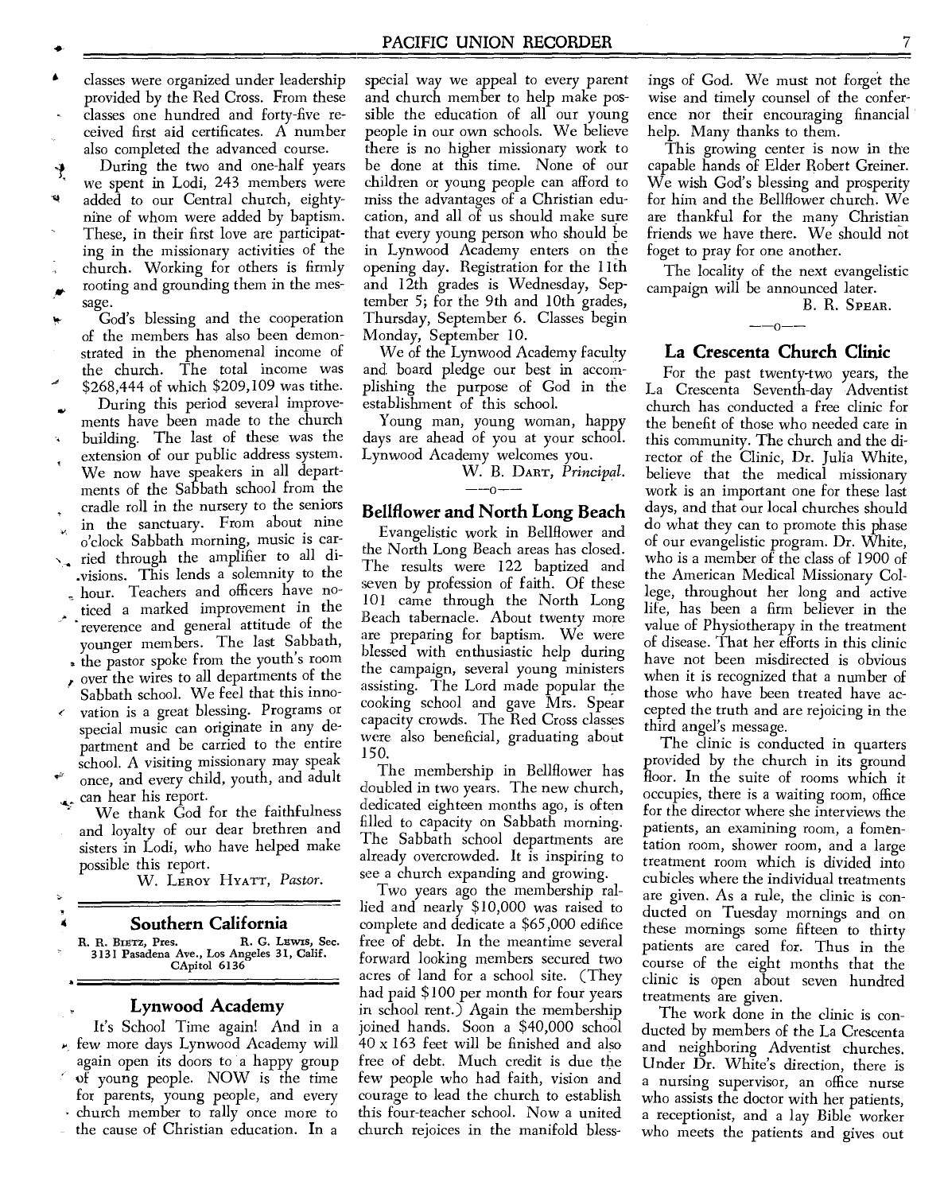classes were organized under leadership provided by the Red Cross. From these classes one hundred and forty-five received first aid certificates. A number also completed the advanced course.

During the two and one-half years we spent in Lodi, 243 members were added to our Central church, eighty-nine of whom were added by baptism. These, in their first love are participating in the missionary activities of the church. Working for others is firmly rooting and grounding them in the message.

God's blessing and the cooperation of the members has also been demonstrated in the phenomenal income of the church. The total income was $268,444 of which $209,109 was tithe.

During this period several improvements have been made to the church building. The last of these was the extension of our public address system. We now have speakers in all departments of the Sabbath school from the cradle roll in the nursery to the seniors in the sanctuary. From about nine o'clock Sabbath morning, music is carried through the amplifier to all divisions. This lends a solemnity to the hour. Teachers and officers have noticed a marked improvement in the reverence and general attitude of the younger members. The last Sabbath, the pastor spoke from the youth's room over the wires to all departments of the Sabbath school. We feel that this innovation is a great blessing. Programs or special music can originate in any department and be carried to the entire school. A visiting missionary may speak once, and every child, youth, and adult can hear his report.

We thank God for the faithfulness and loyalty of our dear brethren and sisters in Lodi, who have helped make possible this report.

W. LEROY HYATT, *Pastor.*

## Southern California

R. R. BIETZ, Pres. R. G. LEWIS, Sec.
3131 Pasadena Ave., Los Angeles 31, Calif.
CApitol 6136

### Lynwood Academy

It's School Time again! And in a few more days Lynwood Academy will again open its doors to a happy group of young people. NOW is the time for parents, young people, and every church member to rally once more to the cause of Christian education. In a special way we appeal to every parent and church member to help make possible the education of all our young people in our own schools. We believe there is no higher missionary work to be done at this time. None of our children or young people can afford to miss the advantages of a Christian education, and all of us should make sure that every young person who should be in Lynwood Academy enters on the opening day. Registration for the 11th and 12th grades is Wednesday, September 5; for the 9th and 10th grades, Thursday, September 6. Classes begin Monday, September 10.

We of the Lynwood Academy faculty and board pledge our best in accomplishing the purpose of God in the establishment of this school.

Young man, young woman, happy days are ahead of you at your school. Lynwood Academy welcomes you.

W. B. DART, *Principal.*

—o—

### Bellflower and North Long Beach

Evangelistic work in Bellflower and the North Long Beach areas has closed. The results were 122 baptized and seven by profession of faith. Of these 101 came through the North Long Beach tabernacle. About twenty more are preparing for baptism. We were blessed with enthusiastic help during the campaign, several young ministers assisting. The Lord made popular the cooking school and gave Mrs. Spear capacity crowds. The Red Cross classes were also beneficial, graduating about 150.

The membership in Bellflower has doubled in two years. The new church, dedicated eighteen months ago, is often filled to capacity on Sabbath morning. The Sabbath school departments are already overcrowded. It is inspiring to see a church expanding and growing.

Two years ago the membership rallied and nearly $10,000 was raised to complete and dedicate a $65,000 edifice free of debt. In the meantime several forward looking members secured two acres of land for a school site. (They had paid $100 per month for four years in school rent.) Again the membership joined hands. Soon a $40,000 school 40 x 163 feet will be finished and also free of debt. Much credit is due the few people who had faith, vision and courage to lead the church to establish this four-teacher school. Now a united church rejoices in the manifold blessings of God. We must not forget the wise and timely counsel of the conference nor their encouraging financial help. Many thanks to them.

This growing center is now in the capable hands of Elder Robert Greiner. We wish God's blessing and prosperity for him and the Bellflower church. We are thankful for the many Christian friends we have there. We should not foget to pray for one another.

The locality of the next evangelistic campaign will be announced later.

B. R. SPEAR.

—o—

### La Crescenta Church Clinic

For the past twenty-two years, the La Crescenta Seventh-day Adventist church has conducted a free clinic for the benefit of those who needed care in this community. The church and the director of the Clinic, Dr. Julia White, believe that the medical missionary work is an important one for these last days, and that our local churches should do what they can to promote this phase of our evangelistic program. Dr. White, who is a member of the class of 1900 of the American Medical Missionary College, throughout her long and active life, has been a firm believer in the value of Physiotherapy in the treatment of disease. That her efforts in this clinic have not been misdirected is obvious when it is recognized that a number of those who have been treated have accepted the truth and are rejoicing in the third angel's message.

The clinic is conducted in quarters provided by the church in its ground floor. In the suite of rooms which it occupies, there is a waiting room, office for the director where she interviews the patients, an examining room, a fomentation room, shower room, and a large treatment room which is divided into cubicles where the individual treatments are given. As a rule, the clinic is conducted on Tuesday mornings and on these mornings some fifteen to thirty patients are cared for. Thus in the course of the eight months that the clinic is open about seven hundred treatments are given.

The work done in the clinic is conducted by members of the La Crescenta and neighboring Adventist churches. Under Dr. White's direction, there is a nursing supervisor, an office nurse who assists the doctor with her patients, a receptionist, and a lay Bible worker who meets the patients and gives out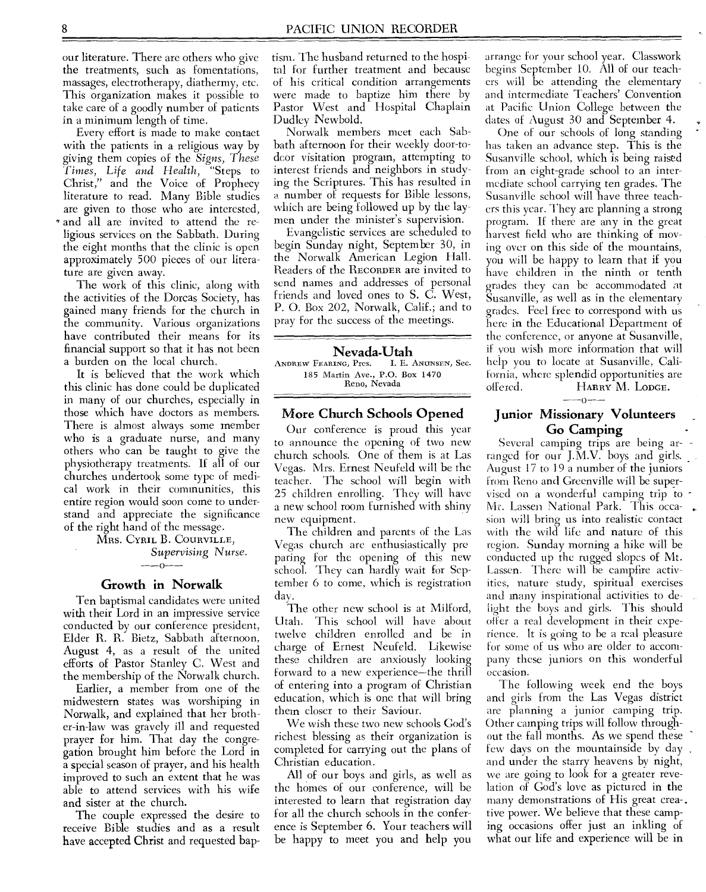our literature. There are others who give the treatments, such as fomentations, massages, electrotherapy, diathermy, etc. This organization makes it possible to take care of a goodly number of patients in a minimum length of time.

Every effort is made to make contact with the patients in a religious way by giving them copies of the *Signs, These Times, Life and Health,* "Steps to Christ," and the Voice of Prophecy literature to read. Many Bible studies are given to those who are interested, and all are invited to attend the religious services on the Sabbath. During the eight months that the clinic is open approximately 500 pieces of our literature are given away.

The work of this clinic, along with the activities of the Dorcas Society, has gained many friends for the church in the community. Various organizations have contributed their means for its financial support so that it has not been a burden on the local church.

It is believed that the work which this clinic has done could be duplicated in many of our churches, especially in those which have doctors as members. There is almost always some member who is a graduate nurse, and many others who can be taught to give the physiotherapy treatments. If all of our churches undertook some type of medical work in their communities, this entire region would soon come to understand and appreciate the significance of the right hand of the message.

MRS. CYRIL B. COURVILLE,
*Supervising Nurse.*

### Growth in Norwalk

Ten baptismal candidates were united with their Lord in an impressive service conducted by our conference president, Elder R. R. Bietz, Sabbath afternoon, August 4, as a result of the united efforts of Pastor Stanley C. West and the membership of the Norwalk church.

Earlier, a member from one of the midwestern states was worshiping in Norwalk, and explained that her brother-in-law was gravely ill and requested prayer for him. That day the congregation brought him before the Lord in a special season of prayer, and his health improved to such an extent that he was able to attend services with his wife and sister at the church.

The couple expressed the desire to receive Bible studies and as a result have accepted Christ and requested baptism. The husband returned to the hospital for further treatment and because of his critical condition arrangements were made to baptize him there by Pastor West and Hospital Chaplain Dudley Newbold.

Norwalk members meet each Sabbath afternoon for their weekly door-to-door visitation program, attempting to interest friends and neighbors in studying the Scriptures. This has resulted in a number of requests for Bible lessons, which are being followed up by the laymen under the minister's supervision.

Evangelistic services are scheduled to begin Sunday night, September 30, in the Norwalk American Legion Hall. Readers of the RECORDER are invited to send names and addresses of personal friends and loved ones to S. C. West, P. O. Box 202, Norwalk, Calif.; and to pray for the success of the meetings.

## Nevada-Utah

ANDREW FEARING, Pres. I. E. ANUNSEN, Sec.
185 Martin Ave., P.O. Box 1470
Reno, Nevada

### More Church Schools Opened

Our conference is proud this year to announce the opening of two new church schools. One of them is at Las Vegas. Mrs. Ernest Neufeld will be the teacher. The school will begin with 25 children enrolling. They will have a new school room furnished with shiny new equipment.

The children and parents of the Las Vegas church are enthusiastically preparing for the opening of this new school. They can hardly wait for September 6 to come, which is registration day.

The other new school is at Milford, Utah. This school will have about twelve children enrolled and be in charge of Ernest Neufeld. Likewise these children are anxiously looking forward to a new experience—the thrill of entering into a program of Christian education, which is one that will bring them closer to their Saviour.

We wish these two new schools God's richest blessing as their organization is completed for carrying out the plans of Christian education.

All of our boys and girls, as well as the homes of our conference, will be interested to learn that registration day for all the church schools in the conference is September 6. Your teachers will be happy to meet you and help you arrange for your school year. Classwork begins September 10. All of our teachers will be attending the elementary and intermediate Teachers' Convention at Pacific Union College between the dates of August 30 and September 4.

One of our schools of long standing has taken an advance step. This is the Susanville school, which is being raised from an eight-grade school to an intermediate school carrying ten grades. The Susanville school will have three teachers this year. They are planning a strong program. If there are any in the great harvest field who are thinking of moving over on this side of the mountains, you will be happy to learn that if you have children in the ninth or tenth grades they can be accommodated at Susanville, as well as in the elementary grades. Feel free to correspond with us here in the Educational Department of the conference, or anyone at Susanville, if you wish more information that will help you to locate at Susanville, California, where splendid opportunities are offered.

HARRY M. LODGE.

### Junior Missionary Volunteers Go Camping

Several camping trips are being arranged for our J.M.V. boys and girls. August 17 to 19 a number of the juniors from Reno and Greenville will be supervised on a wonderful camping trip to Mt. Lassen National Park. This occasion will bring us into realistic contact with the wild life and nature of this region. Sunday morning a hike will be conducted up the rugged slopes of Mt. Lassen. There will be campfire activities, nature study, spiritual exercises and many inspirational activities to delight the boys and girls. This should offer a real development in their experience. It is going to be a real pleasure for some of us who are older to accompany these juniors on this wonderful occasion.

The following week end the boys and girls from the Las Vegas district are planning a junior camping trip. Other camping trips will follow throughout the fall months. As we spend these few days on the mountainside by day and under the starry heavens by night, we are going to look for a greater revelation of God's love as pictured in the many demonstrations of His great creative power. We believe that these camping occasions offer just an inkling of what our life and experience will be in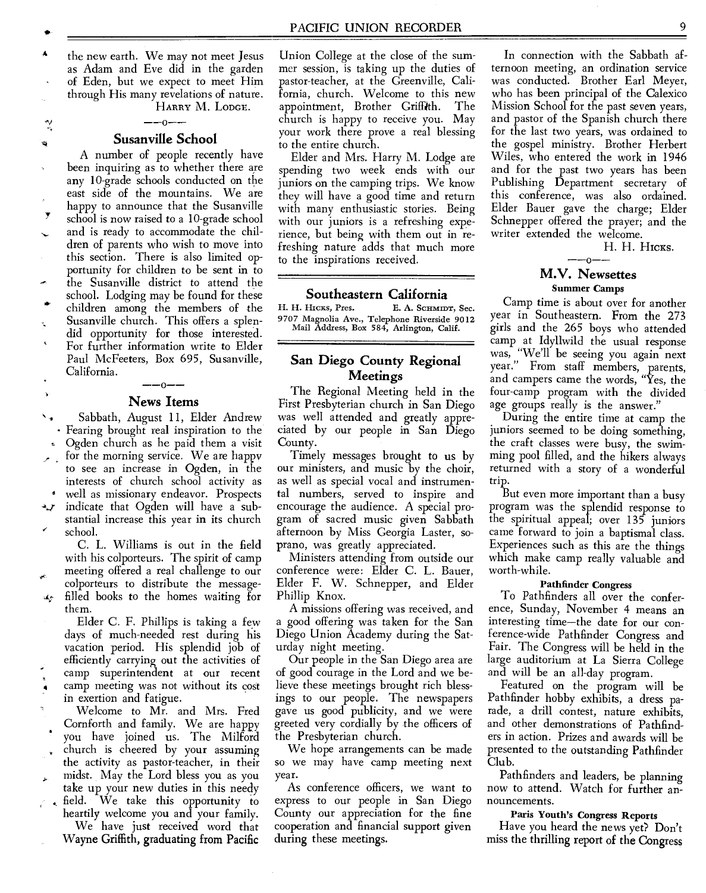the new earth. We may not meet Jesus as Adam and Eve did in the garden of Eden, but we expect to meet Him through His many revelations of nature.

HARRY M. LODGE.

—o—

### Susanville School

A number of people recently have been inquiring as to whether there are any 10-grade schools conducted on the east side of the mountains. We are happy to announce that the Susanville school is now raised to a 10-grade school and is ready to accommodate the children of parents who wish to move into this section. There is also limited opportunity for children to be sent in to the Susanville district to attend the school. Lodging may be found for these children among the members of the Susanville church. This offers a splendid opportunity for those interested. For further information write to Elder Paul McFeeters, Box 695, Susanville, California.

—o—

### News Items

Sabbath, August 11, Elder Andrew Fearing brought real inspiration to the Ogden church as he paid them a visit for the morning service. We are happy to see an increase in Ogden, in the interests of church school activity as well as missionary endeavor. Prospects indicate that Ogden will have a substantial increase this year in its church school.

C. L. Williams is out in the field with his colporteurs. The spirit of camp meeting offered a real challenge to our colporteurs to distribute the message-filled books to the homes waiting for them.

Elder C. F. Phillips is taking a few days of much-needed rest during his vacation period. His splendid job of efficiently carrying out the activities of camp superintendent at our recent camp meeting was not without its cost in exertion and fatigue.

Welcome to Mr. and Mrs. Fred Cornforth and family. We are happy you have joined us. The Milford church is cheered by your assuming the activity as pastor-teacher, in their midst. May the Lord bless you as you take up your new duties in this needy field. We take this opportunity to heartily welcome you and your family.

We have just received word that Wayne Griffith, graduating from Pacific Union College at the close of the summer session, is taking up the duties of pastor-teacher, at the Greenville, California, church. Welcome to this new appointment, Brother Griffith. The church is happy to receive you. May your work there prove a real blessing to the entire church.

Elder and Mrs. Harry M. Lodge are spending two week ends with our juniors on the camping trips. We know they will have a good time and return with many enthusiastic stories. Being with our juniors is a refreshing experience, but being with them out in refreshing nature adds that much more to the inspirations received.

## Southeastern California

H. H. HICKS, Pres. E. A. SCHMIDT, Sec.
9707 Magnolia Ave., Telephone Riverside 9012
Mail Address, Box 584, Arlington, Calif.

### San Diego County Regional Meetings

The Regional Meeting held in the First Presbyterian church in San Diego was well attended and greatly appreciated by our people in San Diego County.

Timely messages brought to us by our ministers, and music by the choir, as well as special vocal and instrumental numbers, served to inspire and encourage the audience. A special program of sacred music given Sabbath afternoon by Miss Georgia Laster, soprano, was greatly appreciated.

Ministers attending from outside our conference were: Elder C. L. Bauer, Elder F. W. Schnepper, and Elder Phillip Knox.

A missions offering was received, and a good offering was taken for the San Diego Union Academy during the Saturday night meeting.

Our people in the San Diego area are of good courage in the Lord and we believe these meetings brought rich blessings to our people. The newspapers gave us good publicity, and we were greeted very cordially by the officers of the Presbyterian church.

We hope arrangements can be made so we may have camp meeting next year.

As conference officers, we want to express to our people in San Diego County our appreciation for the fine cooperation and financial support given during these meetings.

In connection with the Sabbath afternoon meeting, an ordination service was conducted. Brother Earl Meyer, who has been principal of the Calexico Mission School for the past seven years, and pastor of the Spanish church there for the last two years, was ordained to the gospel ministry. Brother Herbert Wiles, who entered the work in 1946 and for the past two years has been Publishing Department secretary of this conference, was also ordained. Elder Bauer gave the charge; Elder Schnepper offered the prayer; and the writer extended the welcome.

H. H. HICKS.

—o—

### M.V. Newsettes

#### Summer Camps

Camp time is about over for another year in Southeastern. From the 273 girls and the 265 boys who attended camp at Idyllwild the usual response was, "We'll be seeing you again next year." From staff members, parents, and campers came the words, "Yes, the four-camp program with the divided age groups really is the answer."

During the entire time at camp the juniors seemed to be doing something, the craft classes were busy, the swimming pool filled, and the hikers always returned with a story of a wonderful trip.

But even more important than a busy program was the splendid response to the spiritual appeal; over 135 juniors came forward to join a baptismal class. Experiences such as this are the things which make camp really valuable and worth-while.

#### Pathfinder Congress

To Pathfinders all over the conference, Sunday, November 4 means an interesting time—the date for our conference-wide Pathfinder Congress and Fair. The Congress will be held in the large auditorium at La Sierra College and will be an all-day program.

Featured on the program will be Pathfinder hobby exhibits, a dress parade, a drill contest, nature exhibits, and other demonstrations of Pathfinders in action. Prizes and awards will be presented to the outstanding Pathfinder Club.

Pathfinders and leaders, be planning now to attend. Watch for further announcements.

#### Paris Youth's Congress Reports

Have you heard the news yet? Don't miss the thrilling report of the Congress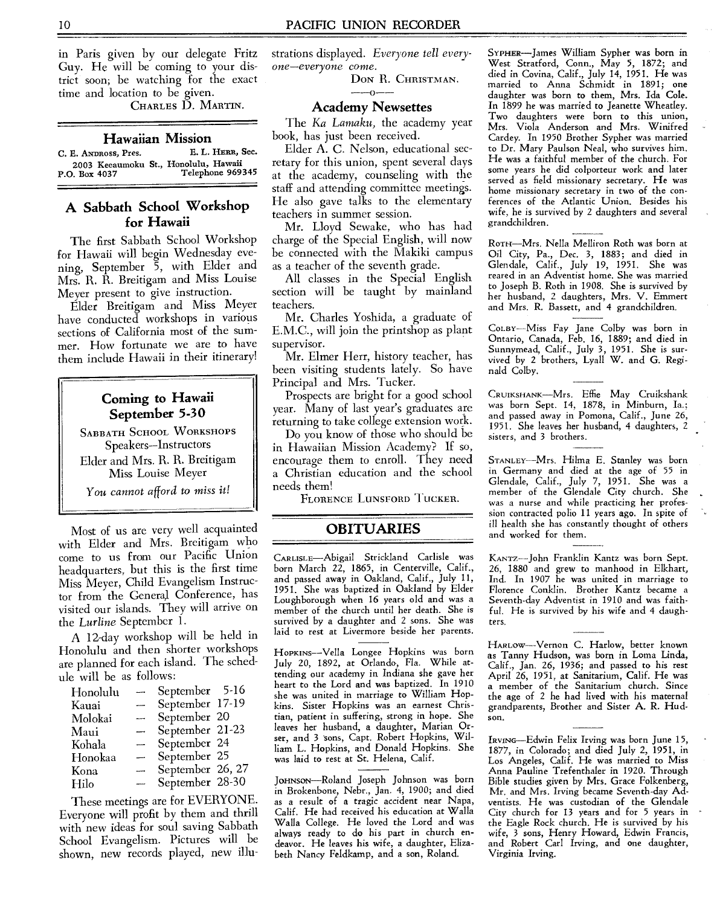in Paris given by our delegate Fritz Guy. He will be coming to your district soon; be watching for the exact time and location to be given.

CHARLES D. MARTIN.

## Hawaiian Mission

C. E. ANDROSS, Pres. E. L. HERR, Sec.
2003 Keeaumoku St., Honolulu, Hawaii
P.O. Box 4037 Telephone 969345

### A Sabbath School Workshop for Hawaii

The first Sabbath School Workshop for Hawaii will begin Wednesday evening, September 5, with Elder and Mrs. R. R. Breitigam and Miss Louise Meyer present to give instruction.

Elder Breitigam and Miss Meyer have conducted workshops in various sections of California most of the summer. How fortunate we are to have them include Hawaii in their itinerary!

**Coming to Hawaii September 5-30**

SABBATH SCHOOL WORKSHOPS
Speakers—Instructors
Elder and Mrs. R. R. Breitigam
Miss Louise Meyer

*You cannot afford to miss it!*

Most of us are very well acquainted with Elder and Mrs. Breitigam who come to us from our Pacific Union headquarters, but this is the first time Miss Meyer, Child Evangelism Instructor from the General Conference, has visited our islands. They will arrive on the *Lurline* September 1.

A 12-day workshop will be held in Honolulu and then shorter workshops are planned for each island. The schedule will be as follows:

| | | |
|---|---|---|
| Honolulu | — | September 5-16 |
| Kauai | — | September 17-19 |
| Molokai | — | September 20 |
| Maui | — | September 21-23 |
| Kohala | — | September 24 |
| Honokaa | — | September 25 |
| Kona | — | September 26, 27 |
| Hilo | — | September 28-30 |

These meetings are for EVERYONE. Everyone will profit by them and thrill with new ideas for soul saving Sabbath School Evangelism. Pictures will be shown, new records played, new illustrations displayed. *Everyone tell everyone—everyone come.*

DON R. CHRISTMAN.

### Academy Newsettes

The *Ka Lamaku*, the academy year book, has just been received.

Elder A. C. Nelson, educational secretary for this union, spent several days at the academy, counseling with the staff and attending committee meetings. He also gave talks to the elementary teachers in summer session.

Mr. Lloyd Sewake, who has had charge of the Special English, will now be connected with the Makiki campus as a teacher of the seventh grade.

All classes in the Special English section will be taught by mainland teachers.

Mr. Charles Yoshida, a graduate of E.M.C., will join the printshop as plant supervisor.

Mr. Elmer Herr, history teacher, has been visiting students lately. So have Principal and Mrs. Tucker.

Prospects are bright for a good school year. Many of last year's graduates are returning to take college extension work.

Do you know of those who should be in Hawaiian Mission Academy? If so, encourage them to enroll. They need a Christian education and the school needs them!

FLORENCE LUNSFORD TUCKER.

## OBITUARIES

CARLISLE—Abigail Strickland Carlisle was born March 22, 1865, in Centerville, Calif., and passed away in Oakland, Calif., July 11, 1951. She was baptized in Oakland by Elder Loughborough when 16 years old and was a member of the church until her death. She is survived by a daughter and 2 sons. She was laid to rest at Livermore beside her parents.

HOPKINS—Vella Longee Hopkins was born July 20, 1892, at Orlando, Fla. While attending our academy in Indiana she gave her heart to the Lord and was baptized. In 1910 she was united in marriage to William Hopkins. Sister Hopkins was an earnest Christian, patient in suffering, strong in hope. She leaves her husband, a daughter, Marian Orser, and 3 sons, Capt. Robert Hopkins, William L. Hopkins, and Donald Hopkins. She was laid to rest at St. Helena, Calif.

JOHNSON—Roland Joseph Johnson was born in Brokenbone, Nebr., Jan. 4, 1900; and died as a result of a tragic accident near Napa, Calif. He had received his education at Walla Walla College. He loved the Lord and was always ready to do his part in church endeavor. He leaves his wife, a daughter, Elizabeth Nancy Feldkamp, and a son, Roland.

SYPHER—James William Sypher was born in West Stratford, Conn., May 5, 1872; and died in Covina, Calif., July 14, 1951. He was married to Anna Schmidt in 1891; one daughter was born to them, Mrs. Ida Cole. In 1899 he was married to Jeanette Wheatley. Two daughters were born to this union, Mrs. Viola Anderson and Mrs. Winifred Cardey. In 1950 Brother Sypher was married to Dr. Mary Paulson Neal, who survives him. He was a faithful member of the church. For some years he did colporteur work and later served as field missionary secretary. He was home missionary secretary in two of the conferences of the Atlantic Union. Besides his wife, he is survived by 2 daughters and several grandchildren.

ROTH—Mrs. Nella Melliron Roth was born at Oil City, Pa., Dec. 3, 1883; and died in Glendale, Calif., July 19, 1951. She was reared in an Adventist home. She was married to Joseph B. Roth in 1908. She is survived by her husband, 2 daughters, Mrs. V. Emmert and Mrs. R. Bassett, and 4 grandchildren.

COLBY—Miss Fay Jane Colby was born in Ontario, Canada, Feb. 16, 1889; and died in Sunnymead, Calif., July 3, 1951. She is survived by 2 brothers, Lyall W. and G. Reginald Colby.

CRUIKSHANK—Mrs. Effie May Cruikshank was born Sept. 14, 1878, in Minburn, Ia.; and passed away in Pomona, Calif., June 26, 1951. She leaves her husband, 4 daughters, 2 sisters, and 3 brothers.

STANLEY—Mrs. Hilma E. Stanley was born in Germany and died at the age of 55 in Glendale, Calif., July 7, 1951. She was a member of the Glendale City church. She was a nurse and while practicing her profession contracted polio 11 years ago. In spite of ill health she has constantly thought of others and worked for them.

KANTZ—John Franklin Kantz was born Sept. 26, 1880 and grew to manhood in Elkhart, Ind. In 1907 he was united in marriage to Florence Conklin. Brother Kantz became a Seventh-day Adventist in 1910 and was faithful. He is survived by his wife and 4 daughters.

HARLOW—Vernon C. Harlow, better known as Tanny Hudson, was born in Loma Linda, Calif., Jan. 26, 1936; and passed to his rest April 26, 1951, at Sanitarium, Calif. He was a member of the Sanitarium church. Since the age of 2 he had lived with his maternal grandparents, Brother and Sister A. R. Hudson.

IRVING—Edwin Felix Irving was born June 15, 1877, in Colorado; and died July 2, 1951, in Los Angeles, Calif. He was married to Miss Anna Pauline Trefenthaler in 1920. Through Bible studies given by Mrs. Grace Folkenberg, Mr. and Mrs. Irving became Seventh-day Adventists. He was custodian of the Glendale City church for 13 years and for 5 years in the Eagle Rock church. He is survived by his wife, 3 sons, Henry Howard, Edwin Francis, and Robert Carl Irving, and one daughter, Virginia Irving.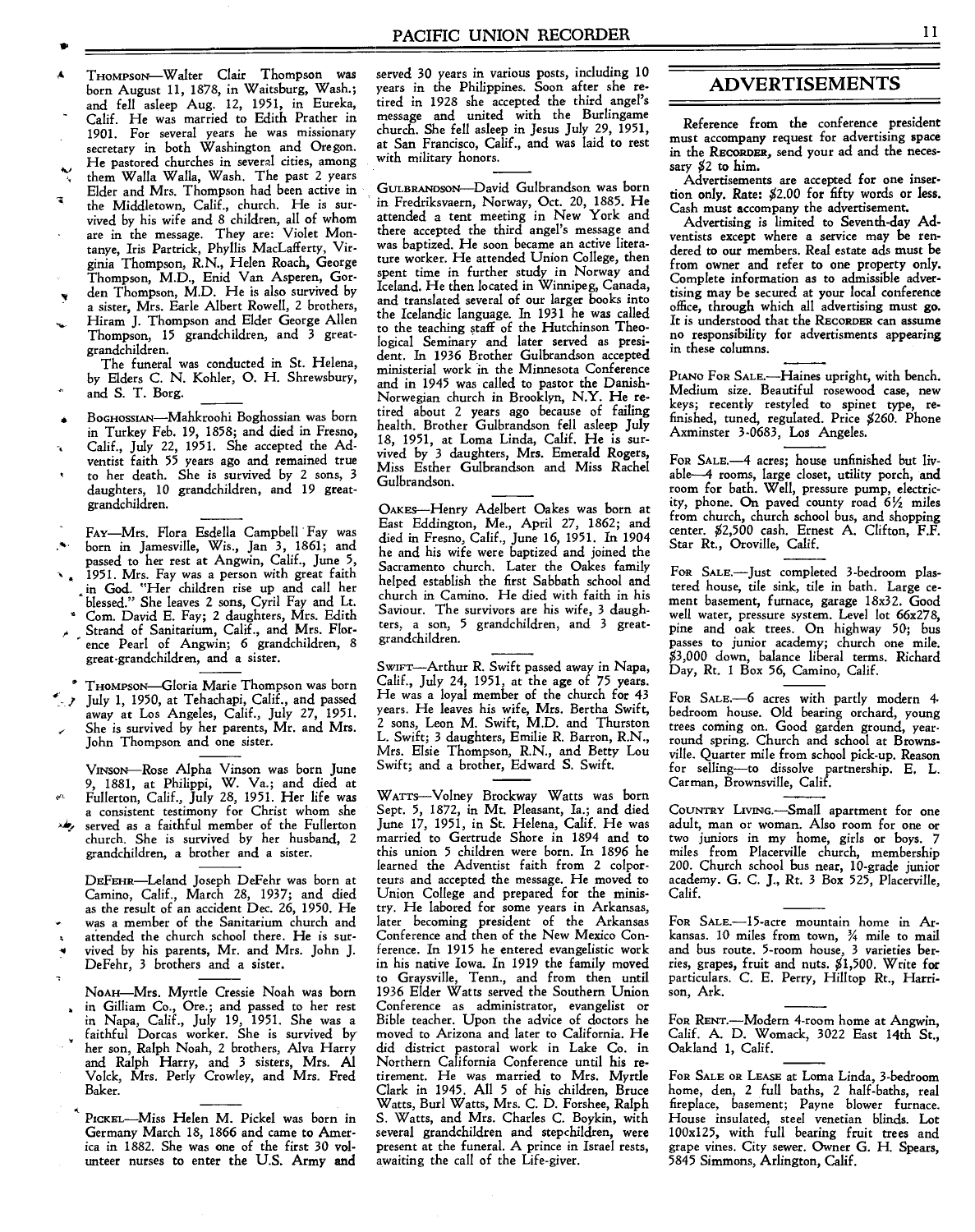THOMPSON—Walter Clair Thompson was born August 11, 1878, in Waitsburg, Wash.; and fell asleep Aug. 12, 1951, in Eureka, Calif. He was married to Edith Prather in 1901. For several years he was missionary secretary in both Washington and Oregon. He pastored churches in several cities, among them Walla Walla, Wash. The past 2 years Elder and Mrs. Thompson had been active in the Middletown, Calif., church. He is survived by his wife and 8 children, all of whom are in the message. They are: Violet Montanye, Iris Partrick, Phyllis MacLafferty, Virginia Thompson, R.N., Helen Roach, George Thompson, M.D., Enid Van Asperen, Gorden Thompson, M.D. He is also survived by a sister, Mrs. Earle Albert Rowell, 2 brothers, Hiram J. Thompson and Elder George Allen Thompson, 15 grandchildren, and 3 great-grandchildren.

The funeral was conducted in St. Helena, by Elders C. N. Kohler, O. H. Shrewsbury, and S. T. Borg.

BOGHOSSIAN—Mahkroohi Boghossian was born in Turkey Feb. 19, 1858; and died in Fresno, Calif., July 22, 1951. She accepted the Adventist faith 55 years ago and remained true to her death. She is survived by 2 sons, 3 daughters, 10 grandchildren, and 19 great-grandchildren.

FAY—Mrs. Flora Esdella Campbell Fay was born in Jamesville, Wis., Jan 3, 1861; and passed to her rest at Angwin, Calif., June 5, 1951. Mrs. Fay was a person with great faith in God. "Her children rise up and call her blessed." She leaves 2 sons, Cyril Fay and Lt. Com. David E. Fay; 2 daughters, Mrs. Edith Strand of Sanitarium, Calif., and Mrs. Florence Pearl of Angwin; 6 grandchildren, 8 great-grandchildren, and a sister.

THOMPSON—Gloria Marie Thompson was born July 1, 1950, at Tehachapi, Calif., and passed away at Los Angeles, Calif., July 27, 1951. She is survived by her parents, Mr. and Mrs. John Thompson and one sister.

VINSON—Rose Alpha Vinson was born June 9, 1881, at Philippi, W. Va.; and died at Fullerton, Calif., July 28, 1951. Her life was a consistent testimony for Christ whom she served as a faithful member of the Fullerton church. She is survived by her husband, 2 grandchildren, a brother and a sister.

DEFEHR—Leland Joseph DeFehr was born at Camino, Calif., March 28, 1937; and died as the result of an accident Dec. 26, 1950. He was a member of the Sanitarium church and attended the church school there. He is survived by his parents, Mr. and Mrs. John J. DeFehr, 3 brothers and a sister.

NOAH—Mrs. Myrtle Cressie Noah was born in Gilliam Co., Ore.; and passed to her rest in Napa, Calif., July 19, 1951. She was a faithful Dorcas worker. She is survived by her son, Ralph Noah, 2 brothers, Alva Harry and Ralph Harry, and 3 sisters, Mrs. Al Volck, Mrs. Perly Crowley, and Mrs. Fred Baker.

PICKEL—Miss Helen M. Pickel was born in Germany March 18, 1866 and came to America in 1882. She was one of the first 30 volunteer nurses to enter the U.S. Army and served 30 years in various posts, including 10 years in the Philippines. Soon after she retired in 1928 she accepted the third angel's message and united with the Burlingame church. She fell asleep in Jesus July 29, 1951, at San Francisco, Calif., and was laid to rest with military honors.

GULBRANDSON—David Gulbrandson was born in Fredriksvaern, Norway, Oct. 20, 1885. He attended a tent meeting in New York and there accepted the third angel's message and was baptized. He soon became an active literature worker. He attended Union College, then spent time in further study in Norway and Iceland. He then located in Winnipeg, Canada, and translated several of our larger books into the Icelandic language. In 1931 he was called to the teaching staff of the Hutchinson Theological Seminary and later served as president. In 1936 Brother Gulbrandson accepted ministerial work in the Minnesota Conference and in 1945 was called to pastor the Danish-Norwegian church in Brooklyn, N.Y. He retired about 2 years ago because of failing health. Brother Gulbrandson fell asleep July 18, 1951, at Loma Linda, Calif. He is survived by 3 daughters, Mrs. Emerald Rogers, Miss Esther Gulbrandson and Miss Rachel Gulbrandson.

OAKES—Henry Adelbert Oakes was born at East Eddington, Me., April 27, 1862; and died in Fresno, Calif., June 16, 1951. In 1904 he and his wife were baptized and joined the Sacramento church. Later the Oakes family helped establish the first Sabbath school and church in Camino. He died with faith in his Saviour. The survivors are his wife, 3 daughters, a son, 5 grandchildren, and 3 great-grandchildren.

SWIFT—Arthur R. Swift passed away in Napa, Calif., July 24, 1951, at the age of 75 years. He was a loyal member of the church for 43 years. He leaves his wife, Mrs. Bertha Swift, 2 sons, Leon M. Swift, M.D. and Thurston L. Swift; 3 daughters, Emilie R. Barron, R.N., Mrs. Elsie Thompson, R.N., and Betty Lou Swift; and a brother, Edward S. Swift.

WATTS—Volney Brockway Watts was born Sept. 5, 1872, in Mt. Pleasant, Ia.; and died June 17, 1951, in St. Helena, Calif. He was married to Gertrude Shore in 1894 and to this union 5 children were born. In 1896 he learned the Adventist faith from 2 colporteurs and accepted the message. He moved to Union College and prepared for the ministry. He labored for some years in Arkansas, later becoming president of the Arkansas Conference and then of the New Mexico Conference. In 1915 he entered evangelistic work in his native Iowa. In 1919 the family moved to Graysville, Tenn., and from then until 1936 Elder Watts served the Southern Union Conference as administrator, evangelist or Bible teacher. Upon the advice of doctors he moved to Arizona and later to California. He did district pastoral work in Lake Co. in Northern California Conference until his retirement. He was married to Mrs. Myrtle Clark in 1945. All 5 of his children, Bruce Watts, Burl Watts, Mrs. C. D. Forshee, Ralph S. Watts, and Mrs. Charles C. Boykin, with several grandchildren and stepchildren, were present at the funeral. A prince in Israel rests, awaiting the call of the Life-giver.

## ADVERTISEMENTS

Reference from the conference president must accompany request for advertising space in the RECORDER, send your ad and the necessary $2 to him.

Advertisements are accepted for one insertion only. Rate: $2.00 for fifty words or less. Cash must accompany the advertisement.

Advertising is limited to Seventh-day Adventists except where a service may be rendered to our members. Real estate ads must be from owner and refer to one property only. Complete information as to admissible advertising may be secured at your local conference office, through which all advertising must go. It is understood that the RECORDER can assume no responsibility for advertisements appearing in these columns.

PIANO FOR SALE.—Haines upright, with bench. Medium size. Beautiful rosewood case, new keys; recently restyled to spinet type, refinished, tuned, regulated. Price $260. Phone Axminster 3-0683, Los Angeles.

FOR SALE.—4 acres; house unfinished but livable—4 rooms, large closet, utility porch, and room for bath. Well, pressure pump, electricity, phone. On paved county road 6½ miles from church, church school bus, and shopping center. $2,500 cash. Ernest A. Clifton, F.F. Star Rt., Oroville, Calif.

FOR SALE.—Just completed 3-bedroom plastered house, tile sink, tile in bath. Large cement basement, furnace, garage 18x32. Good well water, pressure system. Level lot 66x278, pine and oak trees. On highway 50; bus passes to junior academy; church one mile. $3,000 down, balance liberal terms. Richard Day, Rt. 1 Box 56, Camino, Calif.

FOR SALE.—6 acres with partly modern 4-bedroom house. Old bearing orchard, young trees coming on. Good garden ground, year-round spring. Church and school at Brownsville. Quarter mile from school pick-up. Reason for selling—to dissolve partnership. E. L. Carman, Brownsville, Calif.

COUNTRY LIVING.—Small apartment for one adult, man or woman. Also room for one or two juniors in my home, girls or boys. 7 miles from Placerville church, membership 200. Church school bus near, 10-grade junior academy. G. C. J., Rt. 3 Box 525, Placerville, Calif.

FOR SALE.—15-acre mountain home in Arkansas. 10 miles from town, ¾ mile to mail and bus route. 5-room house, 3 varieties berries, grapes, fruit and nuts. $1,500. Write for particulars. C. E. Perry, Hilltop Rt., Harrison, Ark.

FOR RENT.—Modern 4-room home at Angwin, Calif. A. D. Womack, 3022 East 14th St., Oakland 1, Calif.

FOR SALE OR LEASE at Loma Linda, 3-bedroom home, den, 2 full baths, 2 half-baths, real fireplace, basement; Payne blower furnace. House insulated, steel venetian blinds. Lot 100x125, with full bearing fruit trees and grape vines. City sewer. Owner G. H. Spears, 5845 Simmons, Arlington, Calif.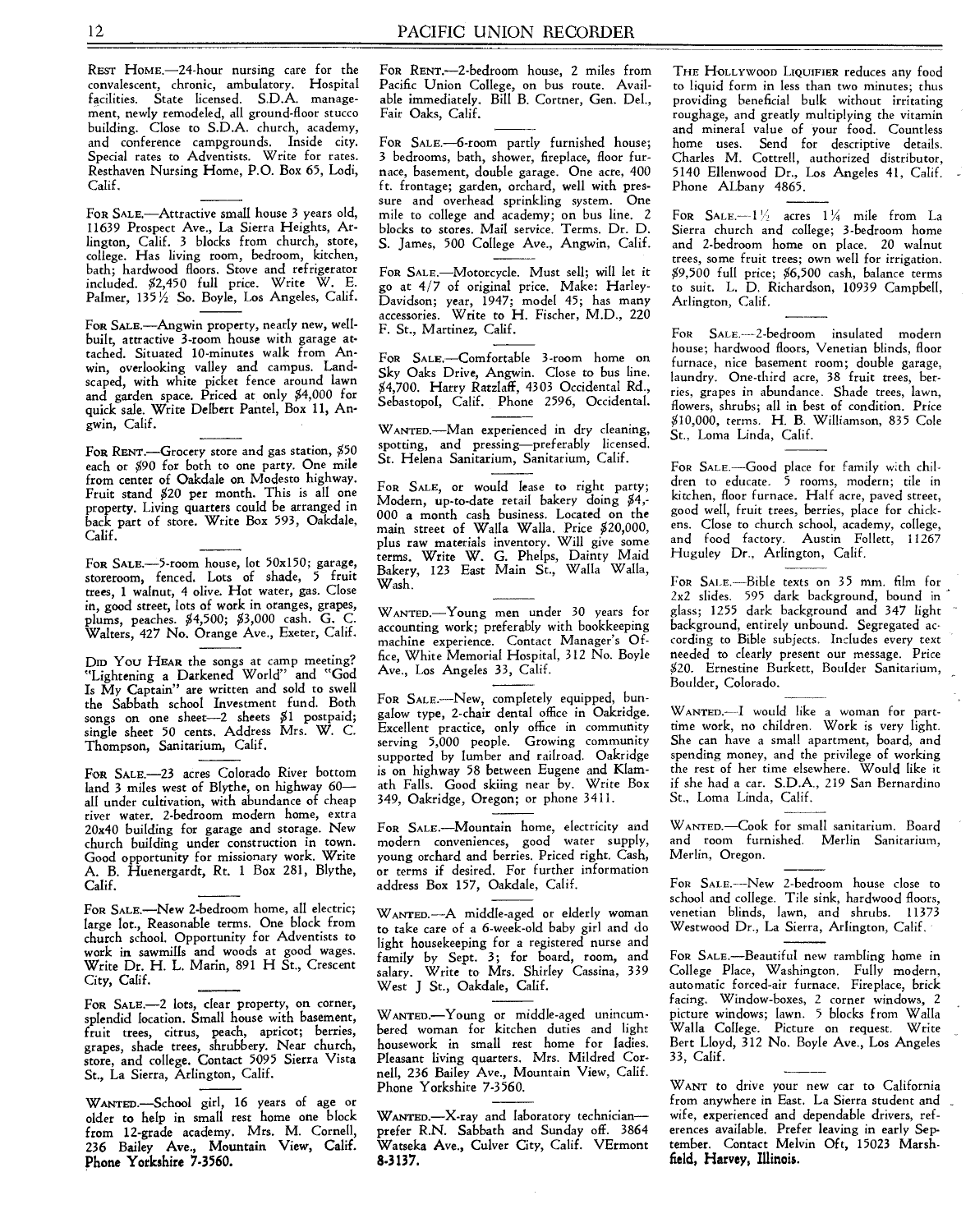REST HOME.—24-hour nursing care for the convalescent, chronic, ambulatory. Hospital facilities. State licensed. S.D.A. management, newly remodeled, all ground-floor stucco building. Close to S.D.A. church, academy, and conference campgrounds. Inside city. Special rates to Adventists. Write for rates. Resthaven Nursing Home, P.O. Box 65, Lodi, Calif.

FOR SALE.—Attractive small house 3 years old, 11639 Prospect Ave., La Sierra Heights, Arlington, Calif. 3 blocks from church, store, college. Has living room, bedroom, kitchen, bath; hardwood floors. Stove and refrigerator included. $2,450 full price. Write W. E. Palmer, 135½ So. Boyle, Los Angeles, Calif.

FOR SALE.—Angwin property, nearly new, well-built, attractive 3-room house with garage attached. Situated 10-minutes walk from Angwin, overlooking valley and campus. Landscaped, with white picket fence around lawn and garden space. Priced at only $4,000 for quick sale. Write Delbert Pantel, Box 11, Angwin, Calif.

FOR RENT.—Grocery store and gas station, $50 each or $90 for both to one party. One mile from center of Oakdale on Modesto highway. Fruit stand $20 per month. This is all one property. Living quarters could be arranged in back part of store. Write Box 593, Oakdale, Calif.

FOR SALE.—5-room house, lot 50x150; garage, storeroom, fenced. Lots of shade, 5 fruit trees, 1 walnut, 4 olive. Hot water, gas. Close in, good street, lots of work in oranges, grapes, plums, peaches. $4,500; $3,000 cash. G. C. Walters, 427 No. Orange Ave., Exeter, Calif.

DID YOU HEAR the songs at camp meeting? "Lightening a Darkened World" and "God Is My Captain" are written and sold to swell the Sabbath school Investment fund. Both songs on one sheet—2 sheets $1 postpaid; single sheet 50 cents. Address Mrs. W. C. Thompson, Sanitarium, Calif.

FOR SALE.—23 acres Colorado River bottom land 3 miles west of Blythe, on highway 60—all under cultivation, with abundance of cheap river water. 2-bedroom modern home, extra 20x40 building for garage and storage. New church building under construction in town. Good opportunity for missionary work. Write A. B. Huenergardt, Rt. 1 Box 281, Blythe, Calif.

FOR SALE.—New 2-bedroom home, all electric; large lot., Reasonable terms. One block from church school. Opportunity for Adventists to work in sawmills and woods at good wages. Write Dr. H. L. Marin, 891 H St., Crescent City, Calif.

FOR SALE.—2 lots, clear property, on corner, splendid location. Small house with basement, fruit trees, citrus, peach, apricot; berries, grapes, shade trees, shrubbery. Near church, store, and college. Contact 5095 Sierra Vista St., La Sierra, Arlington, Calif.

WANTED.—School girl, 16 years of age or older to help in small rest home one block from 12-grade academy. Mrs. M. Cornell, 236 Bailey Ave., Mountain View, Calif. Phone Yorkshire 7-3560.

FOR RENT.—2-bedroom house, 2 miles from Pacific Union College, on bus route. Available immediately. Bill B. Cortner, Gen. Del., Fair Oaks, Calif.

FOR SALE.—6-room partly furnished house; 3 bedrooms, bath, shower, fireplace, floor furnace, basement, double garage. One acre, 400 ft. frontage; garden, orchard, well with pressure and overhead sprinkling system. One mile to college and academy; on bus line. 2 blocks to stores. Mail service. Terms. Dr. D. S. James, 500 College Ave., Angwin, Calif.

FOR SALE.—Motorcycle. Must sell; will let it go at 4/7 of original price. Make: Harley-Davidson; year, 1947; model 45; has many accessories. Write to H. Fischer, M.D., 220 F. St., Martinez, Calif.

FOR SALE.—Comfortable 3-room home on Sky Oaks Drive, Angwin. Close to bus line. $4,700. Harry Ratzlaff, 4303 Occidental Rd., Sebastopol, Calif. Phone 2596, Occidental.

WANTED.—Man experienced in dry cleaning, spotting, and pressing—preferably licensed. St. Helena Sanitarium, Sanitarium, Calif.

FOR SALE, or would lease to right party; Modern, up-to-date retail bakery doing $4,000 a month cash business. Located on the main street of Walla Walla. Price $20,000, plus raw materials inventory. Will give some terms. Write W. G. Phelps, Dainty Maid Bakery, 123 East Main St., Walla Walla, Wash.

WANTED.—Young men under 30 years for accounting work; preferably with bookkeeping machine experience. Contact Manager's Office, White Memorial Hospital, 312 No. Boyle Ave., Los Angeles 33, Calif.

FOR SALE.—New, completely equipped, bungalow type, 2-chair dental office in Oakridge. Excellent practice, only office in community serving 5,000 people. Growing community supported by lumber and railroad. Oakridge is on highway 58 between Eugene and Klamath Falls. Good skiing near by. Write Box 349, Oakridge, Oregon; or phone 3411.

FOR SALE.—Mountain home, electricity and modern conveniences, good water supply, young orchard and berries. Priced right. Cash, or terms if desired. For further information address Box 157, Oakdale, Calif.

WANTED.—A middle-aged or elderly woman to take care of a 6-week-old baby girl and do light housekeeping for a registered nurse and family by Sept. 3; for board, room, and salary. Write to Mrs. Shirley Cassina, 339 West J St., Oakdale, Calif.

WANTED.—Young or middle-aged unincumbered woman for kitchen duties and light housework in small rest home for ladies. Pleasant living quarters. Mrs. Mildred Cornell, 236 Bailey Ave., Mountain View, Calif. Phone Yorkshire 7-3560.

WANTED.—X-ray and laboratory technician—prefer R.N. Sabbath and Sunday off. 3864 Watseka Ave., Culver City, Calif. VErmont 8-3137.

THE HOLLYWOOD LIQUIFIER reduces any food to liquid form in less than two minutes; thus providing beneficial bulk without irritating roughage, and greatly multiplying the vitamin and mineral value of your food. Countless home uses. Send for descriptive details. Charles M. Cottrell, authorized distributor, 5140 Ellenwood Dr., Los Angeles 41, Calif. Phone ALbany 4865.

FOR SALE.—1½ acres 1¼ mile from La Sierra church and college; 3-bedroom home and 2-bedroom home on place. 20 walnut trees, some fruit trees; own well for irrigation. $9,500 full price; $6,500 cash, balance terms to suit. L. D. Richardson, 10939 Campbell, Arlington, Calif.

FOR SALE.—2-bedroom insulated modern house; hardwood floors, Venetian blinds, floor furnace, nice basement room; double garage, laundry. One-third acre, 38 fruit trees, berries, grapes in abundance. Shade trees, lawn, flowers, shrubs; all in best of condition. Price $10,000, terms. H. B. Williamson, 835 Cole St., Loma Linda, Calif.

FOR SALE.—Good place for family with children to educate. 5 rooms, modern; tile in kitchen, floor furnace. Half acre, paved street, good well, fruit trees, berries, place for chickens. Close to church school, academy, college, and food factory. Austin Follett, 11267 Huguley Dr., Arlington, Calif.

FOR SALE.—Bible texts on 35 mm. film for 2x2 slides. 595 dark background, bound in glass; 1255 dark background and 347 light background, entirely unbound. Segregated according to Bible subjects. Includes every text needed to clearly present our message. Price $20. Ernestine Burkett, Boulder Sanitarium, Boulder, Colorado.

WANTED.—I would like a woman for part-time work, no children. Work is very light. She can have a small apartment, board, and spending money, and the privilege of working the rest of her time elsewhere. Would like it if she had a car. S.D.A., 219 San Bernardino St., Loma Linda, Calif.

WANTED.—Cook for small sanitarium. Board and room furnished. Merlin Sanitarium, Merlin, Oregon.

FOR SALE.—New 2-bedroom house close to school and college. Tile sink, hardwood floors, venetian blinds, lawn, and shrubs. 11373 Westwood Dr., La Sierra, Arlington, Calif.

FOR SALE.—Beautiful new rambling home in College Place, Washington. Fully modern, automatic forced-air furnace. Fireplace, brick facing. Window-boxes, 2 corner windows, 2 picture windows; lawn. 5 blocks from Walla Walla College. Picture on request. Write Bert Lloyd, 312 No. Boyle Ave., Los Angeles 33, Calif.

WANT to drive your new car to California from anywhere in East. La Sierra student and wife, experienced and dependable drivers, references available. Prefer leaving in early September. Contact Melvin Oft, 15023 Marshfield, Harvey, Illinois.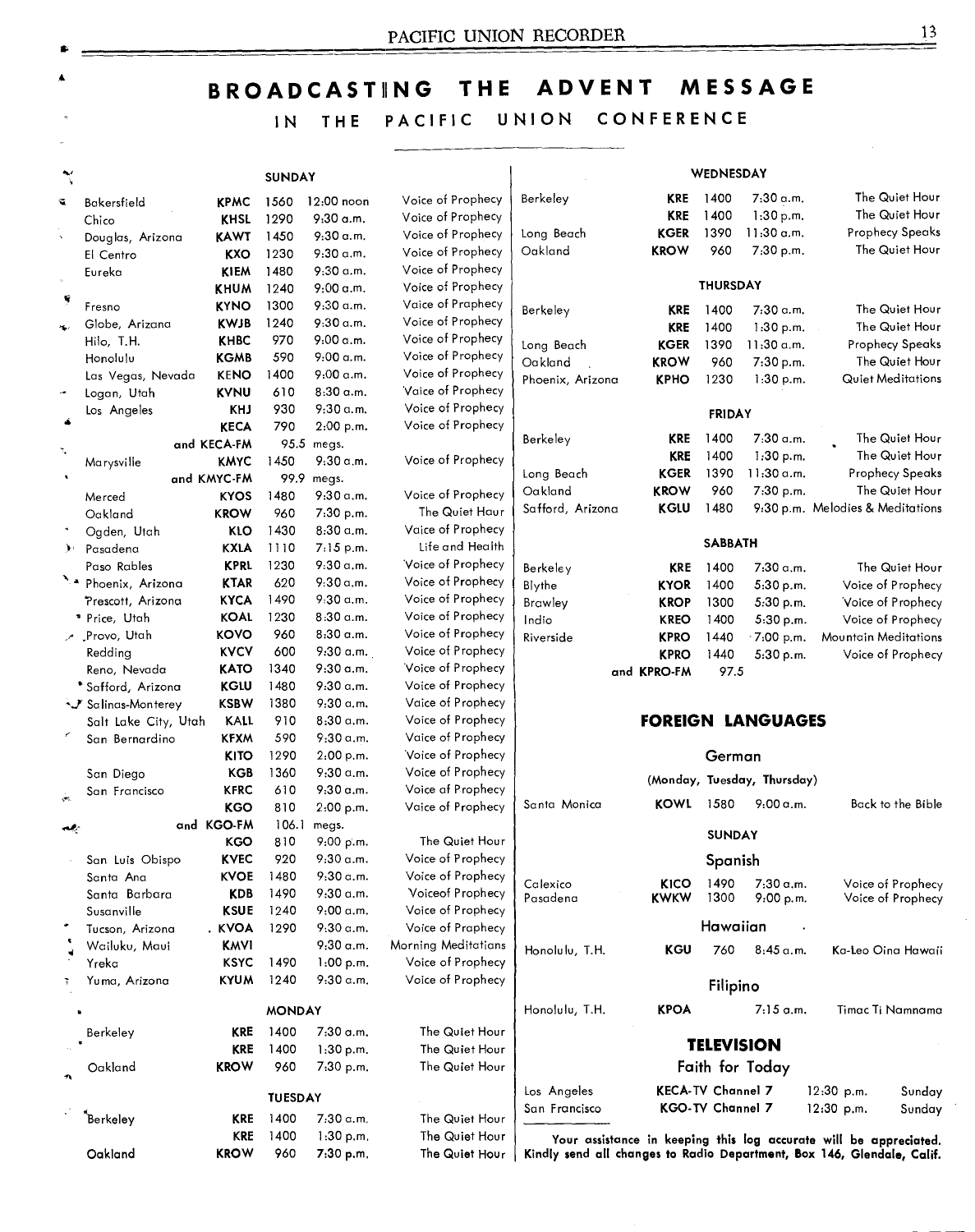# BROADCASTING THE ADVENT MESSAGE

## IN THE PACIFIC UNION CONFERENCE

### SUNDAY

| | | | | |
|---|---|---|---|---|
| Bakersfield | KPMC | 1560 | 12:00 noon | Voice of Prophecy |
| Chico | KHSL | 1290 | 9:30 a.m. | Voice of Prophecy |
| Douglas, Arizona | KAWT | 1450 | 9:30 a.m. | Voice of Prophecy |
| El Centro | KXO | 1230 | 9:30 a.m. | Voice of Prophecy |
| Eureka | KIEM | 1480 | 9:30 a.m. | Voice of Prophecy |
| | KHUM | 1240 | 9:00 a.m. | Voice of Prophecy |
| Fresno | KYNO | 1300 | 9:30 a.m. | Voice of Prophecy |
| Globe, Arizona | KWJB | 1240 | 9:30 a.m. | Voice of Prophecy |
| Hilo, T.H. | KHBC | 970 | 9:00 a.m. | Voice of Prophecy |
| Honolulu | KGMB | 590 | 9:00 a.m. | Voice of Prophecy |
| Las Vegas, Nevada | KENO | 1400 | 9:00 a.m. | Voice of Prophecy |
| Logan, Utah | KVNU | 610 | 8:30 a.m. | Voice of Prophecy |
| Los Angeles | KHJ | 930 | 9:30 a.m. | Voice of Prophecy |
| | KECA | 790 | 2:00 p.m. | Voice of Prophecy |
| | and KECA-FM | 95.5 | megs. | |
| Marysville | KMYC | 1450 | 9:30 a.m. | Voice of Prophecy |
| | and KMYC-FM | 99.9 | megs. | |
| Merced | KYOS | 1480 | 9:30 a.m. | Voice of Prophecy |
| Oakland | KROW | 960 | 7:30 p.m. | The Quiet Hour |
| Ogden, Utah | KLO | 1430 | 8:30 a.m. | Voice of Prophecy |
| Pasadena | KXLA | 1110 | 7:15 p.m. | Life and Health |
| Paso Robles | KPRL | 1230 | 9:30 a.m. | Voice of Prophecy |
| Phoenix, Arizona | KTAR | 620 | 9:30 a.m. | Voice of Prophecy |
| Prescott, Arizona | KYCA | 1490 | 9:30 a.m. | Voice of Prophecy |
| Price, Utah | KOAL | 1230 | 8:30 a.m. | Voice of Prophecy |
| Provo, Utah | KOVO | 960 | 8:30 a.m. | Voice of Prophecy |
| Redding | KVCV | 600 | 9:30 a.m. | Voice of Prophecy |
| Reno, Nevada | KATO | 1340 | 9:30 a.m. | Voice of Prophecy |
| Safford, Arizona | KGLU | 1480 | 9:30 a.m. | Voice of Prophecy |
| Salinas-Monterey | KSBW | 1380 | 9:30 a.m. | Voice of Prophecy |
| Salt Lake City, Utah | KALL | 910 | 8:30 a.m. | Voice of Prophecy |
| San Bernardino | KFXM | 590 | 9:30 a.m. | Voice of Prophecy |
| | KITO | 1290 | 2:00 p.m. | Voice of Prophecy |
| San Diego | KGB | 1360 | 9:30 a.m. | Voice of Prophecy |
| San Francisco | KFRC | 610 | 9:30 a.m. | Voice of Prophecy |
| | KGO | 810 | 2:00 p.m. | Voice of Prophecy |
| | and KGO-FM | 106.1 | megs. | |
| | KGO | 810 | 9:00 p.m. | The Quiet Hour |
| San Luis Obispo | KVEC | 920 | 9:30 a.m. | Voice of Prophecy |
| Santa Ana | KVOE | 1480 | 9:30 a.m. | Voice of Prophecy |
| Santa Barbara | KDB | 1490 | 9:30 a.m. | Voiceof Prophecy |
| Susanville | KSUE | 1240 | 9:00 a.m. | Voice of Prophecy |
| Tucson, Arizona | KVOA | 1290 | 9:30 a.m. | Voice of Prophecy |
| Wailuku, Maui | KMVI | | 9:30 a.m. | Morning Meditations |
| Yreka | KSYC | 1490 | 1:00 p.m. | Voice of Prophecy |
| Yuma, Arizona | KYUM | 1240 | 9:30 a.m. | Voice of Prophecy |

### MONDAY

| | | | | |
|---|---|---|---|---|
| Berkeley | KRE | 1400 | 7:30 a.m. | The Quiet Hour |
| | KRE | 1400 | 1:30 p.m. | The Quiet Hour |
| Oakland | KROW | 960 | 7:30 p.m. | The Quiet Hour |

### TUESDAY

| | | | | |
|---|---|---|---|---|
| Berkeley | KRE | 1400 | 7:30 a.m. | The Quiet Hour |
| | KRE | 1400 | 1:30 p.m. | The Quiet Hour |
| Oakland | KROW | 960 | 7:30 p.m. | The Quiet Hour |

### WEDNESDAY

| | | | | |
|---|---|---|---|---|
| Berkeley | KRE | 1400 | 7:30 a.m. | The Quiet Hour |
| | KRE | 1400 | 1:30 p.m. | The Quiet Hour |
| Long Beach | KGER | 1390 | 11:30 a.m. | Prophecy Speaks |
| Oakland | KROW | 960 | 7:30 p.m. | The Quiet Hour |

### THURSDAY

| | | | | |
|---|---|---|---|---|
| Berkeley | KRE | 1400 | 7:30 a.m. | The Quiet Hour |
| | KRE | 1400 | 1:30 p.m. | The Quiet Hour |
| Long Beach | KGER | 1390 | 11:30 a.m. | Prophecy Speaks |
| Oakland | KROW | 960 | 7:30 p.m. | The Quiet Hour |
| Phoenix, Arizona | KPHO | 1230 | 1:30 p.m. | Quiet Meditations |

### FRIDAY

| | | | | |
|---|---|---|---|---|
| Berkeley | KRE | 1400 | 7:30 a.m. | The Quiet Hour |
| | KRE | 1400 | 1:30 p.m. | The Quiet Hour |
| Long Beach | KGER | 1390 | 11:30 a.m. | Prophecy Speaks |
| Oakland | KROW | 960 | 7:30 p.m. | The Quiet Hour |
| Safford, Arizona | KGLU | 1480 | 9:30 p.m. | Melodies & Meditations |

### SABBATH

| | | | | |
|---|---|---|---|---|
| Berkeley | KRE | 1400 | 7:30 a.m. | The Quiet Hour |
| Blythe | KYOR | 1400 | 5:30 p.m. | Voice of Prophecy |
| Brawley | KROP | 1300 | 5:30 p.m. | Voice of Prophecy |
| Indio | KREO | 1400 | 5:30 p.m. | Voice of Prophecy |
| Riverside | KPRO | 1440 | 7:00 p.m. | Mountain Meditations |
| | KPRO | 1440 | 5:30 p.m. | Voice of Prophecy |
| | and KPRO-FM | 97.5 | | |

## FOREIGN LANGUAGES

### German

(Monday, Tuesday, Thursday)

| | | | | |
|---|---|---|---|---|
| Santa Monica | KOWL | 1580 | 9:00 a.m. | Back to the Bible |

SUNDAY

### Spanish

| | | | | |
|---|---|---|---|---|
| Calexico | KICO | 1490 | 7:30 a.m. | Voice of Prophecy |
| Pasadena | KWKW | 1300 | 9:00 p.m. | Voice of Prophecy |

### Hawaiian

| | | | | |
|---|---|---|---|---|
| Honolulu, T.H. | KGU | 760 | 8:45 a.m. | Ka-Leo Oina Hawaii |

### Filipino

| | | | | |
|---|---|---|---|---|
| Honolulu, T.H. | KPOA | | 7:15 a.m. | Timac Ti Namnama |

## TELEVISION

### Faith for Today

| | | | |
|---|---|---|---|
| Los Angeles | KECA-TV Channel 7 | 12:30 p.m. | Sunday |
| San Francisco | KGO-TV Channel 7 | 12:30 p.m. | Sunday |

**Your assistance in keeping this log accurate will be appreciated. Kindly send all changes to Radio Department, Box 146, Glendale, Calif.**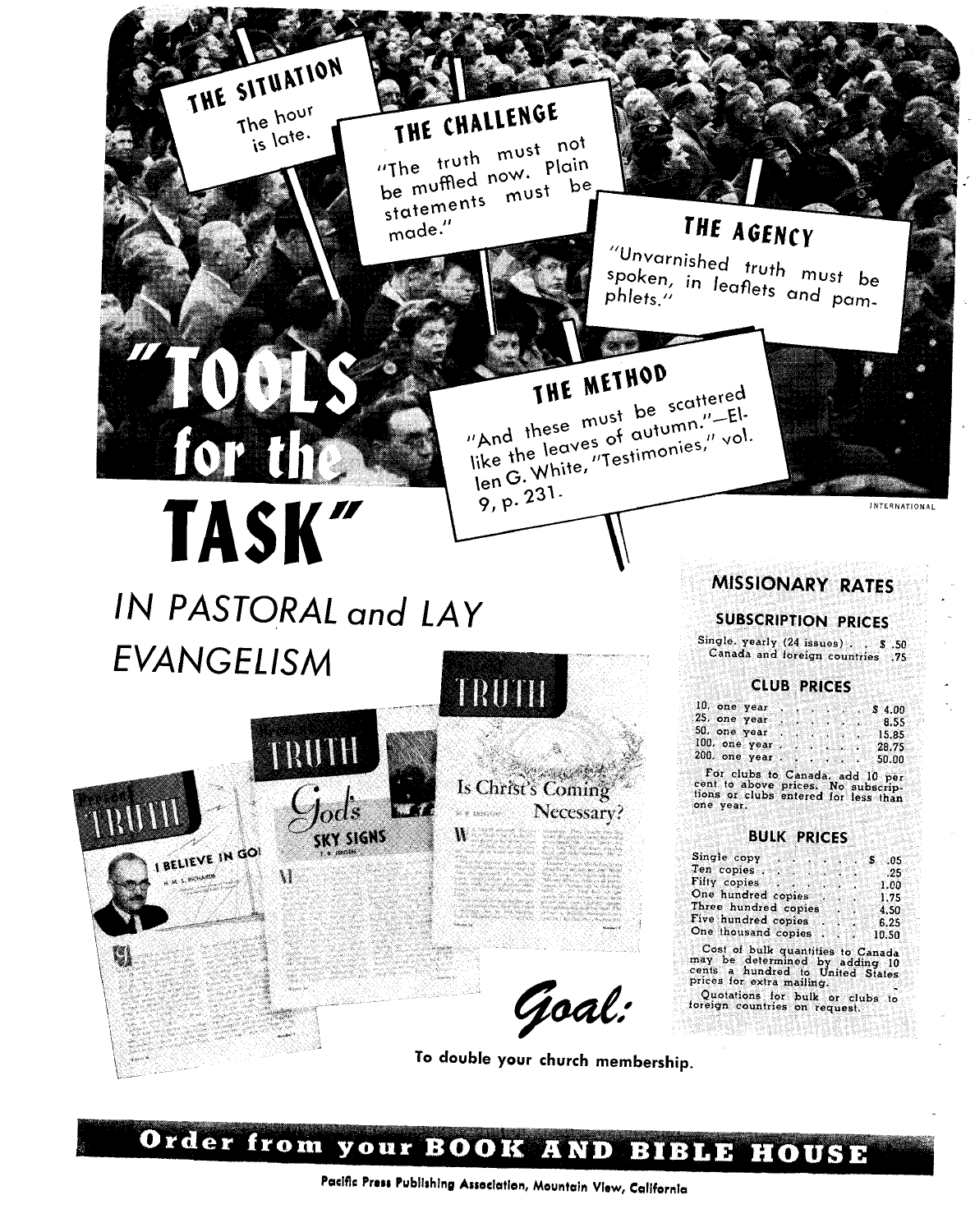**THE SITUATION**
The hour is late.

**THE CHALLENGE**
"The truth must not be muffled now. Plain statements must be made."

**THE AGENCY**
"Unvarnished truth must be spoken, in leaflets and pamphlets."

**THE METHOD**
"And these must be scattered like the leaves of autumn."—Ellen G. White, "Testimonies," vol. 9, p. 231.

INTERNATIONAL

# "TOOLS for the TASK"

## IN PASTORAL and LAY EVANGELISM

Present TRUTH — I BELIEVE IN GO[D] — H. M. S. RICHARDS

TRUTH — God's SKY SIGNS

TRUTH — Is Christ's Coming Necessary?

### MISSIONARY RATES

#### SUBSCRIPTION PRICES

| | |
|---|---|
| Single, yearly (24 issues) | $ .50 |
| Canada and foreign countries | .75 |

#### CLUB PRICES

| | |
|---|---|
| 10, one year | $ 4.00 |
| 25, one year | 8.55 |
| 50, one year | 15.85 |
| 100, one year | 28.75 |
| 200, one year | 50.00 |

For clubs to Canada, add 10 per cent to above prices. No subscriptions or clubs entered for less than one year.

#### BULK PRICES

| | |
|---|---|
| Single copy | $ .05 |
| Ten copies | .25 |
| Fifty copies | 1.00 |
| One hundred copies | 1.75 |
| Three hundred copies | 4.50 |
| Five hundred copies | 6.25 |
| One thousand copies | 10.50 |

Cost of bulk quantities to Canada may be determined by adding 10 cents a hundred to United States prices for extra mailing.

Quotations for bulk or clubs to foreign countries on request.

*Goal:*

To double your church membership.

**Order from your BOOK AND BIBLE HOUSE**

Pacific Press Publishing Association, Mountain View, California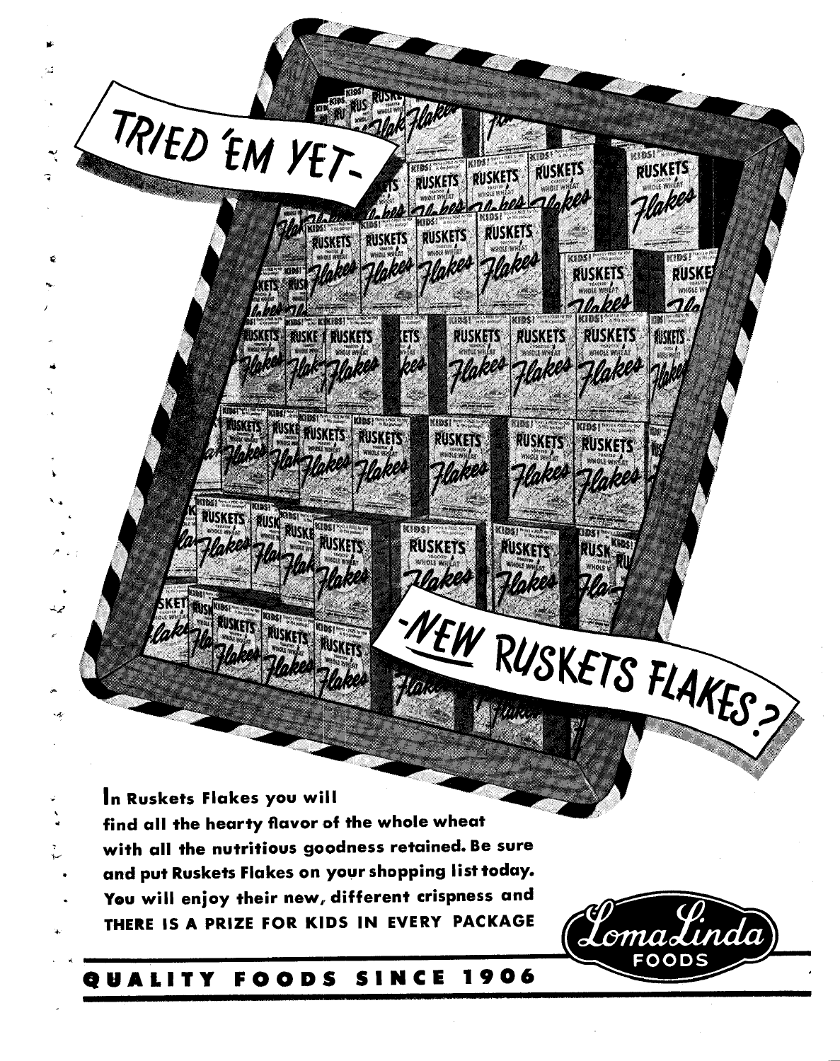TRIED 'EM YET-

-NEW RUSKETS FLAKES?

**In Ruskets Flakes you will find all the hearty flavor of the whole wheat with all the nutritious goodness retained. Be sure and put Ruskets Flakes on your shopping list today. You will enjoy their new, different crispness and THERE IS A PRIZE FOR KIDS IN EVERY PACKAGE**

Loma Linda FOODS

**QUALITY FOODS SINCE 1906**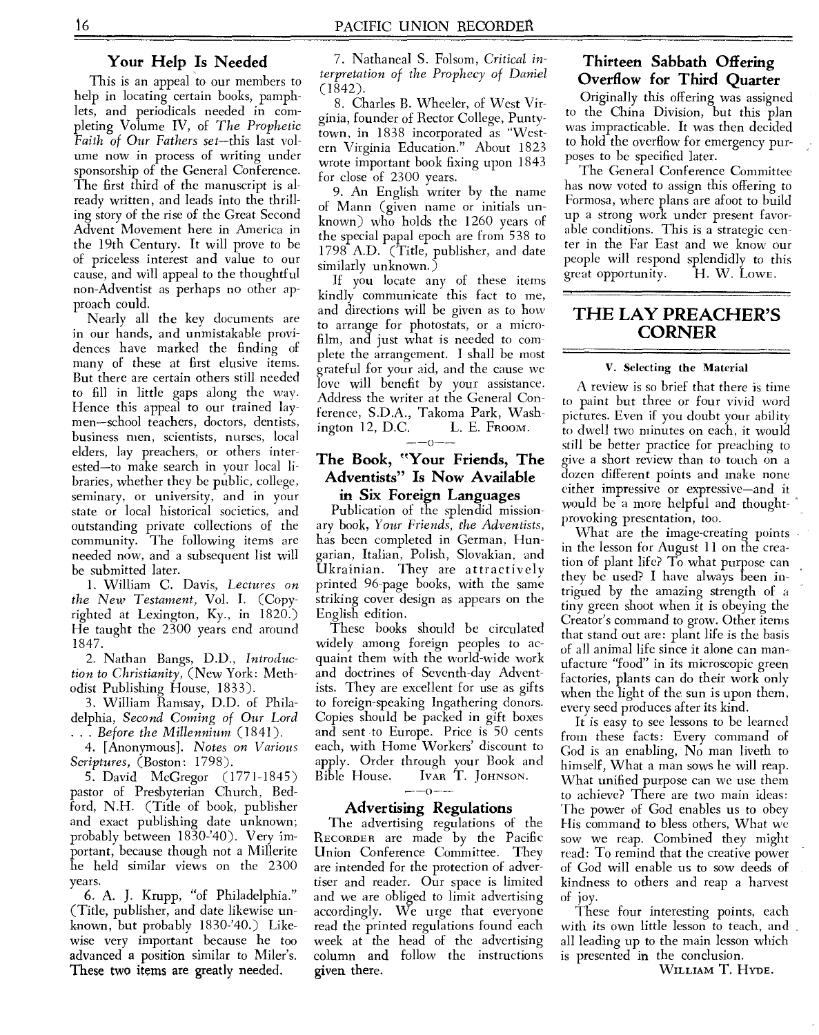## Your Help Is Needed

This is an appeal to our members to help in locating certain books, pamphlets, and periodicals needed in completing Volume IV, of *The Prophetic Faith of Our Fathers set*—this last volume now in process of writing under sponsorship of the General Conference. The first third of the manuscript is already written, and leads into the thrilling story of the rise of the Great Second Advent Movement here in America in the 19th Century. It will prove to be of priceless interest and value to our cause, and will appeal to the thoughtful non-Adventist as perhaps no other approach could.

Nearly all the key documents are in our hands, and unmistakable providences have marked the finding of many of these at first elusive items. But there are certain others still needed to fill in little gaps along the way. Hence this appeal to our trained laymen—school teachers, doctors, dentists, business men, scientists, nurses, local elders, lay preachers, or others interested—to make search in your local libraries, whether they be public, college, seminary, or university, and in your state or local historical societies, and outstanding private collections of the community. The following items are needed now, and a subsequent list will be submitted later.

1. William C. Davis, *Lectures on the New Testament*, Vol. I. (Copyrighted at Lexington, Ky., in 1820.) He taught the 2300 years end around 1847.

2. Nathan Bangs, D.D., *Introduction to Christianity*, (New York: Methodist Publishing House, 1833).

3. William Ramsay, D.D. of Philadelphia, *Second Coming of Our Lord . . . Before the Millennium* (1841).

4. [Anonymous]. *Notes on Various Scriptures*, (Boston: 1798).

5. David McGregor (1771-1845) pastor of Presbyterian Church, Bedford, N.H. (Title of book, publisher and exact publishing date unknown; probably between 1830-'40). Very important, because though not a Millerite he held similar views on the 2300 years.

6. A. J. Krupp, "of Philadelphia." (Title, publisher, and date likewise unknown, but probably 1830-'40.) Likewise very important because he too advanced a position similar to Miler's. These two items are greatly needed.

7. Nathaneal S. Folsom, *Critical interpretation of the Prophecy of Daniel* (1842).

8. Charles B. Wheeler, of West Virginia, founder of Rector College, Puntytown, in 1838 incorporated as "Western Virginia Education." About 1823 wrote important book fixing upon 1843 for close of 2300 years.

9. An English writer by the name of Mann (given name or initials unknown) who holds the 1260 years of the special papal epoch are from 538 to 1798 A.D. (Title, publisher, and date similarly unknown.)

If you locate any of these items kindly communicate this fact to me, and directions will be given as to how to arrange for photostats, or a microfilm, and just what is needed to complete the arrangement. I shall be most grateful for your aid, and the cause we love will benefit by your assistance. Address the writer at the General Conference, S.D.A., Takoma Park, Washington 12, D.C.

L. E. Froom.

—o—

## The Book, "Your Friends, The Adventists" Is Now Available in Six Foreign Languages

Publication of the splendid missionary book, *Your Friends, the Adventists*, has been completed in German, Hungarian, Italian, Polish, Slovakian, and Ukrainian. They are attractively printed 96-page books, with the same striking cover design as appears on the English edition.

These books should be circulated widely among foreign peoples to acquaint them with the world-wide work and doctrines of Seventh-day Adventists. They are excellent for use as gifts to foreign-speaking Ingathering donors. Copies should be packed in gift boxes and sent to Europe. Price is 50 cents each, with Home Workers' discount to apply. Order through your Book and Bible House.

Ivar T. Johnson.

—o—

## Advertising Regulations

The advertising regulations of the Recorder are made by the Pacific Union Conference Committee. They are intended for the protection of advertiser and reader. Our space is limited and we are obliged to limit advertising accordingly. We urge that everyone read the printed regulations found each week at the head of the advertising column and follow the instructions given there.

## Thirteen Sabbath Offering Overflow for Third Quarter

Originally this offering was assigned to the China Division, but this plan was impracticable. It was then decided to hold the overflow for emergency purposes to be specified later.

The General Conference Committee has now voted to assign this offering to Formosa, where plans are afoot to build up a strong work under present favorable conditions. This is a strategic center in the Far East and we know our people will respond splendidly to this great opportunity.

H. W. Lowe.

# THE LAY PREACHER'S CORNER

### V. Selecting the Material

A review is so brief that there is time to paint but three or four vivid word pictures. Even if you doubt your ability to dwell two minutes on each, it would still be better practice for preaching to give a short review than to touch on a dozen different points and make none either impressive or expressive—and it would be a more helpful and thought-provoking presentation, too.

What are the image-creating points in the lesson for August 11 on the creation of plant life? To what purpose can they be used? I have always been intrigued by the amazing strength of a tiny green shoot when it is obeying the Creator's command to grow. Other items that stand out are: plant life is the basis of all animal life since it alone can manufacture "food" in its microscopic green factories, plants can do their work only when the light of the sun is upon them, every seed produces after its kind.

It is easy to see lessons to be learned from these facts: Every command of God is an enabling, No man liveth to himself, What a man sows he will reap. What unified purpose can we use them to achieve? There are two main ideas: The power of God enables us to obey His command to bless others, What we sow we reap. Combined they might read: To remind that the creative power of God will enable us to sow deeds of kindness to others and reap a harvest of joy.

These four interesting points, each with its own little lesson to teach, and all leading up to the main lesson which is presented in the conclusion.

William T. Hyde.